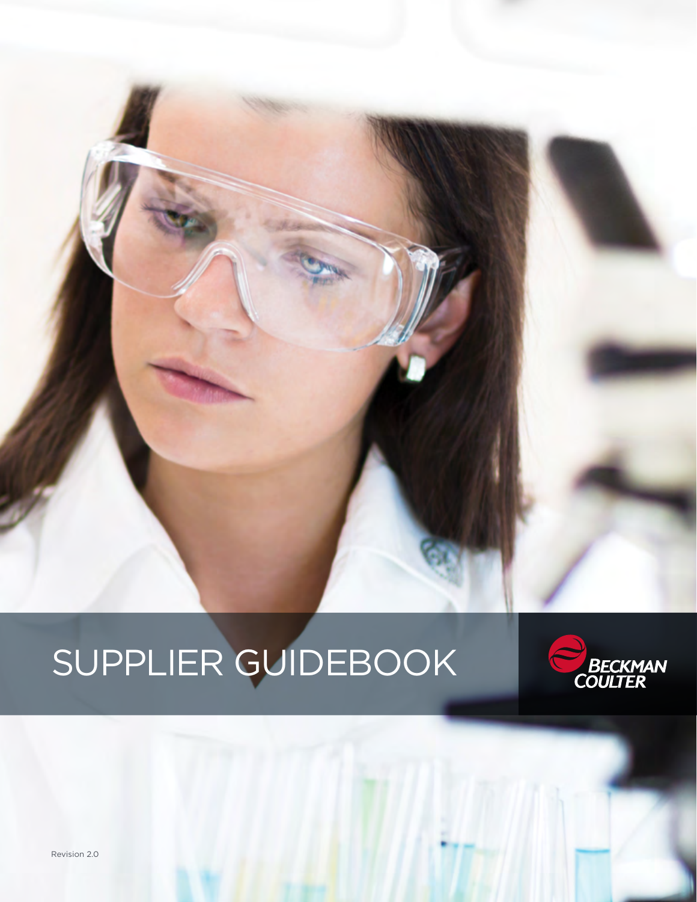# SUPPLIER GUIDEBOOK

BECKMAN COULTER

Revision 2.0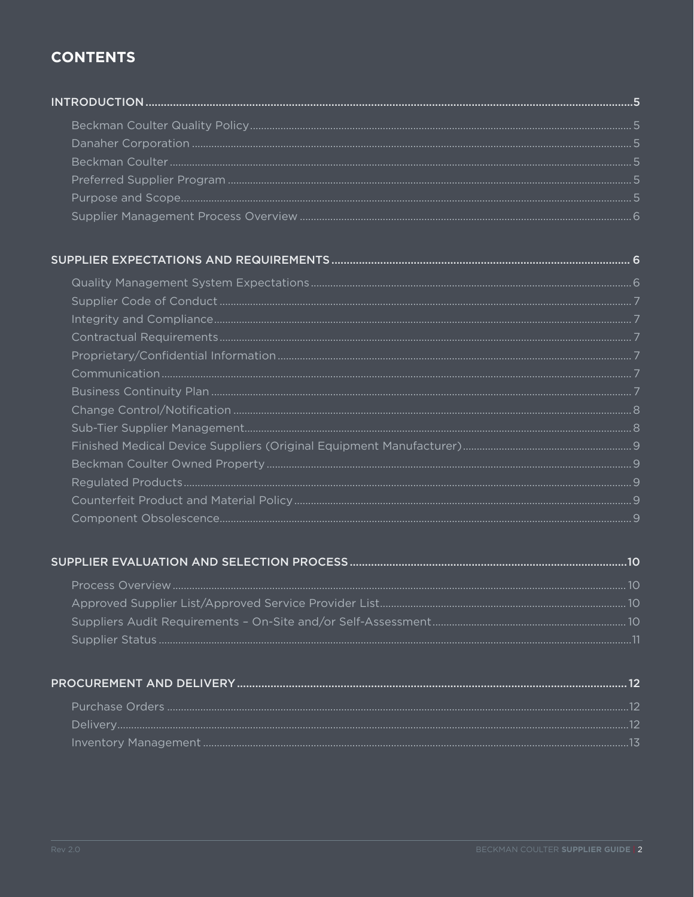# CONTENTS

**INTRODUCTION** ..... 5

- Beckman Coulter Quality Policy ..... 5
- Danaher Corporation ..... 5
- Beckman Coulter ..... 5
- Preferred Supplier Program ..... 5
- Purpose and Scope ..... 5
- Supplier Management Process Overview ..... 6

**SUPPLIER EXPECTATIONS AND REQUIREMENTS** ..... 6

- Quality Management System Expectations ..... 6
- Supplier Code of Conduct ..... 7
- Integrity and Compliance ..... 7
- Contractual Requirements ..... 7
- Proprietary/Confidential Information ..... 7
- Communication ..... 7
- Business Continuity Plan ..... 7
- Change Control/Notification ..... 8
- Sub-Tier Supplier Management ..... 8
- Finished Medical Device Suppliers (Original Equipment Manufacturer) ..... 9
- Beckman Coulter Owned Property ..... 9
- Regulated Products ..... 9
- Counterfeit Product and Material Policy ..... 9
- Component Obsolescence ..... 9

**SUPPLIER EVALUATION AND SELECTION PROCESS** ..... 10

- Process Overview ..... 10
- Approved Supplier List/Approved Service Provider List ..... 10
- Suppliers Audit Requirements – On-Site and/or Self-Assessment ..... 10
- Supplier Status ..... 11

**PROCUREMENT AND DELIVERY** ..... 12

- Purchase Orders ..... 12
- Delivery ..... 12
- Inventory Management ..... 13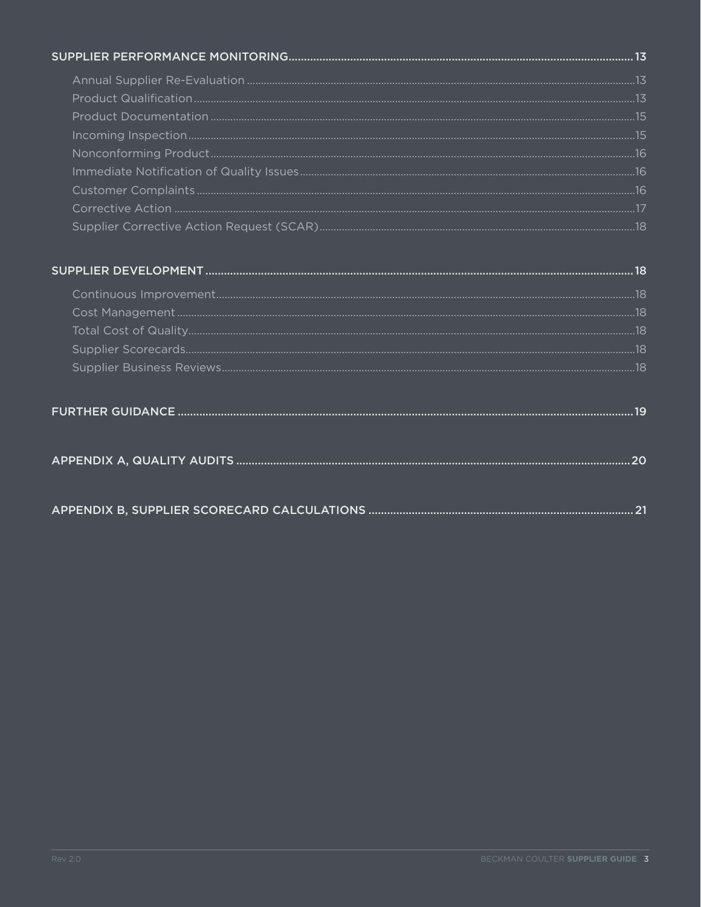SUPPLIER PERFORMANCE MONITORING .......... 13

- Annual Supplier Re-Evaluation .......... 13
- Product Qualification .......... 13
- Product Documentation .......... 15
- Incoming Inspection .......... 15
- Nonconforming Product .......... 16
- Immediate Notification of Quality Issues .......... 16
- Customer Complaints .......... 16
- Corrective Action .......... 17
- Supplier Corrective Action Request (SCAR) .......... 18

SUPPLIER DEVELOPMENT .......... 18

- Continuous Improvement .......... 18
- Cost Management .......... 18
- Total Cost of Quality .......... 18
- Supplier Scorecards .......... 18
- Supplier Business Reviews .......... 18

FURTHER GUIDANCE .......... 19

APPENDIX A, QUALITY AUDITS .......... 20

APPENDIX B, SUPPLIER SCORECARD CALCULATIONS .......... 21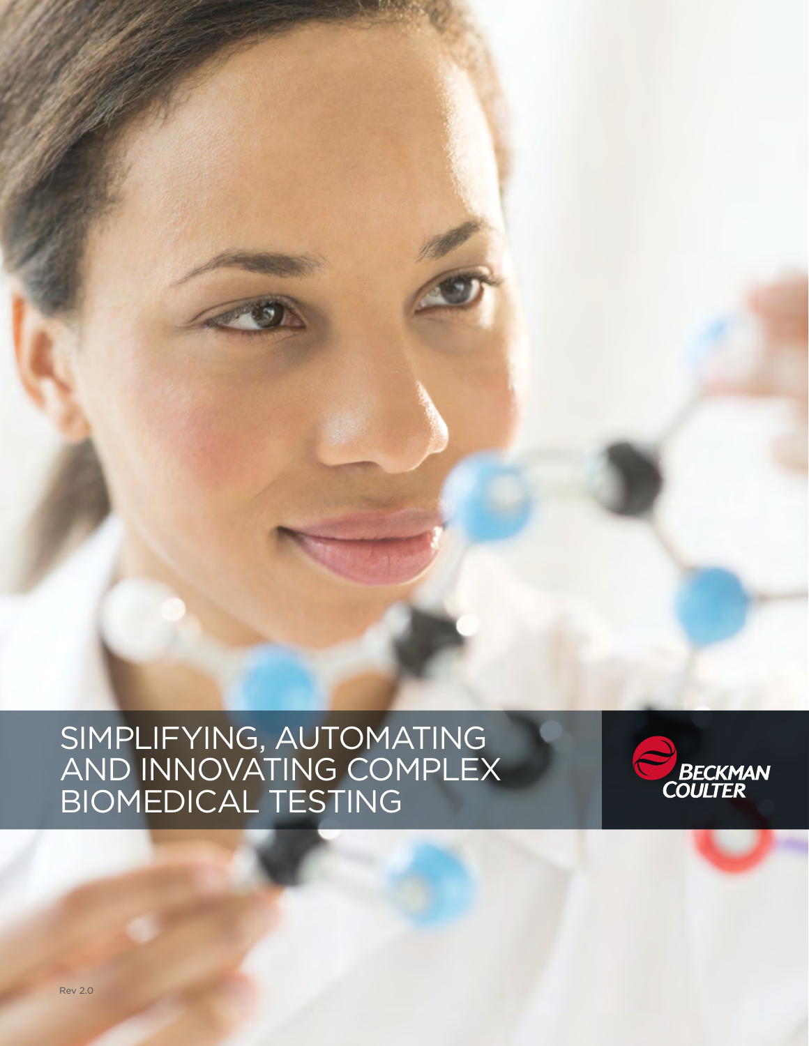# SIMPLIFYING, AUTOMATING AND INNOVATING COMPLEX BIOMEDICAL TESTING

BECKMAN COULTER

Rev 2.0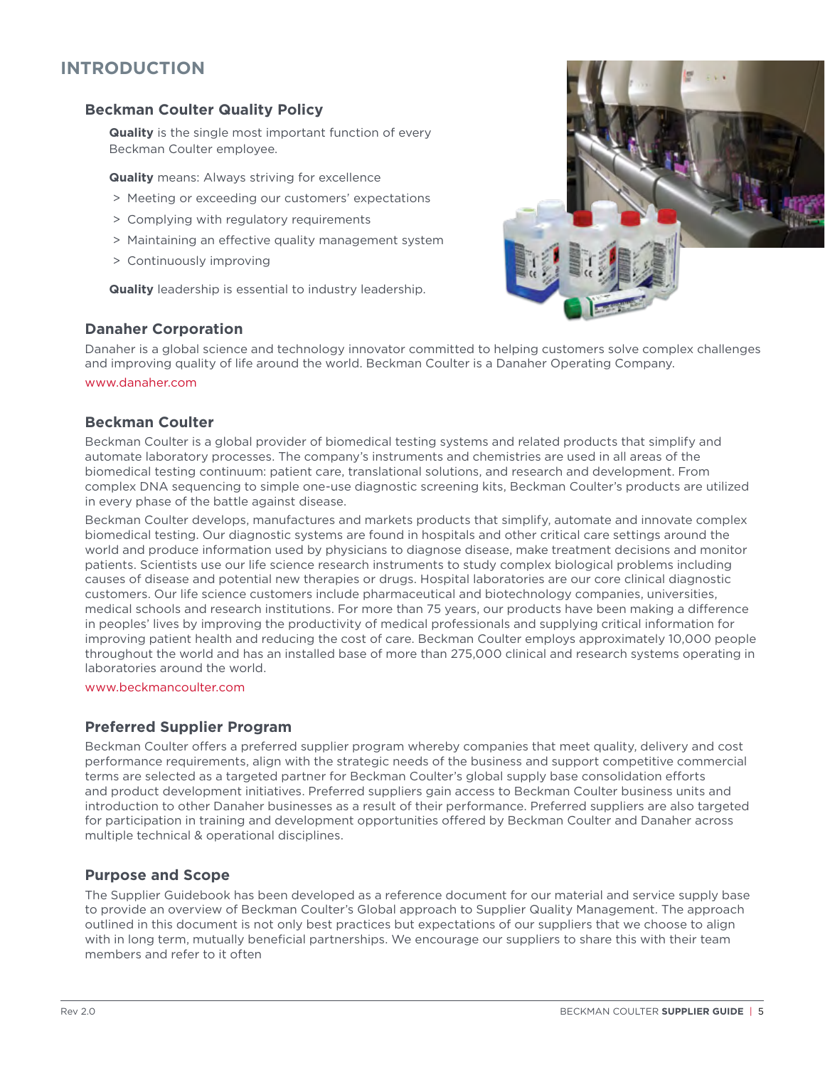# INTRODUCTION

## Beckman Coulter Quality Policy

**Quality** is the single most important function of every Beckman Coulter employee.

**Quality** means: Always striving for excellence

- Meeting or exceeding our customers' expectations
- Complying with regulatory requirements
- Maintaining an effective quality management system
- Continuously improving

**Quality** leadership is essential to industry leadership.

## Danaher Corporation

Danaher is a global science and technology innovator committed to helping customers solve complex challenges and improving quality of life around the world. Beckman Coulter is a Danaher Operating Company.

www.danaher.com

## Beckman Coulter

Beckman Coulter is a global provider of biomedical testing systems and related products that simplify and automate laboratory processes. The company's instruments and chemistries are used in all areas of the biomedical testing continuum: patient care, translational solutions, and research and development. From complex DNA sequencing to simple one-use diagnostic screening kits, Beckman Coulter's products are utilized in every phase of the battle against disease.

Beckman Coulter develops, manufactures and markets products that simplify, automate and innovate complex biomedical testing. Our diagnostic systems are found in hospitals and other critical care settings around the world and produce information used by physicians to diagnose disease, make treatment decisions and monitor patients. Scientists use our life science research instruments to study complex biological problems including causes of disease and potential new therapies or drugs. Hospital laboratories are our core clinical diagnostic customers. Our life science customers include pharmaceutical and biotechnology companies, universities, medical schools and research institutions. For more than 75 years, our products have been making a difference in peoples' lives by improving the productivity of medical professionals and supplying critical information for improving patient health and reducing the cost of care. Beckman Coulter employs approximately 10,000 people throughout the world and has an installed base of more than 275,000 clinical and research systems operating in laboratories around the world.

www.beckmancoulter.com

## Preferred Supplier Program

Beckman Coulter offers a preferred supplier program whereby companies that meet quality, delivery and cost performance requirements, align with the strategic needs of the business and support competitive commercial terms are selected as a targeted partner for Beckman Coulter's global supply base consolidation efforts and product development initiatives. Preferred suppliers gain access to Beckman Coulter business units and introduction to other Danaher businesses as a result of their performance. Preferred suppliers are also targeted for participation in training and development opportunities offered by Beckman Coulter and Danaher across multiple technical & operational disciplines.

## Purpose and Scope

The Supplier Guidebook has been developed as a reference document for our material and service supply base to provide an overview of Beckman Coulter's Global approach to Supplier Quality Management. The approach outlined in this document is not only best practices but expectations of our suppliers that we choose to align with in long term, mutually beneficial partnerships. We encourage our suppliers to share this with their team members and refer to it often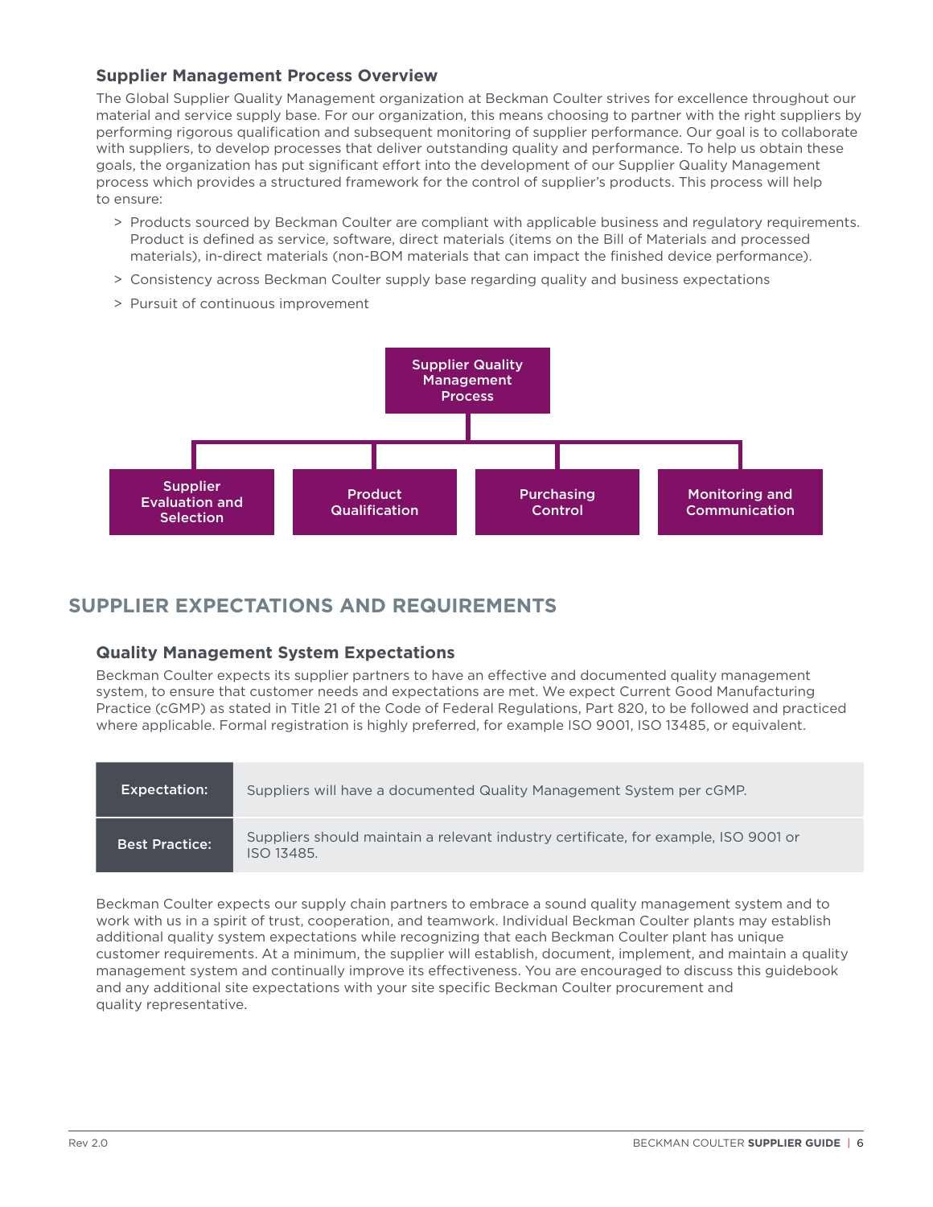### Supplier Management Process Overview

The Global Supplier Quality Management organization at Beckman Coulter strives for excellence throughout our material and service supply base. For our organization, this means choosing to partner with the right suppliers by performing rigorous qualification and subsequent monitoring of supplier performance. Our goal is to collaborate with suppliers, to develop processes that deliver outstanding quality and performance. To help us obtain these goals, the organization has put significant effort into the development of our Supplier Quality Management process which provides a structured framework for the control of supplier's products. This process will help to ensure:

> Products sourced by Beckman Coulter are compliant with applicable business and regulatory requirements. Product is defined as service, software, direct materials (items on the Bill of Materials and processed materials), in-direct materials (non-BOM materials that can impact the finished device performance).

> Consistency across Beckman Coulter supply base regarding quality and business expectations

> Pursuit of continuous improvement

Supplier Quality Management Process

- Supplier Evaluation and Selection
- Product Qualification
- Purchasing Control
- Monitoring and Communication

## SUPPLIER EXPECTATIONS AND REQUIREMENTS

### Quality Management System Expectations

Beckman Coulter expects its supplier partners to have an effective and documented quality management system, to ensure that customer needs and expectations are met. We expect Current Good Manufacturing Practice (cGMP) as stated in Title 21 of the Code of Federal Regulations, Part 820, to be followed and practiced where applicable. Formal registration is highly preferred, for example ISO 9001, ISO 13485, or equivalent.

| | |
|---|---|
| **Expectation:** | Suppliers will have a documented Quality Management System per cGMP. |
| **Best Practice:** | Suppliers should maintain a relevant industry certificate, for example, ISO 9001 or ISO 13485. |

Beckman Coulter expects our supply chain partners to embrace a sound quality management system and to work with us in a spirit of trust, cooperation, and teamwork. Individual Beckman Coulter plants may establish additional quality system expectations while recognizing that each Beckman Coulter plant has unique customer requirements. At a minimum, the supplier will establish, document, implement, and maintain a quality management system and continually improve its effectiveness. You are encouraged to discuss this guidebook and any additional site expectations with your site specific Beckman Coulter procurement and quality representative.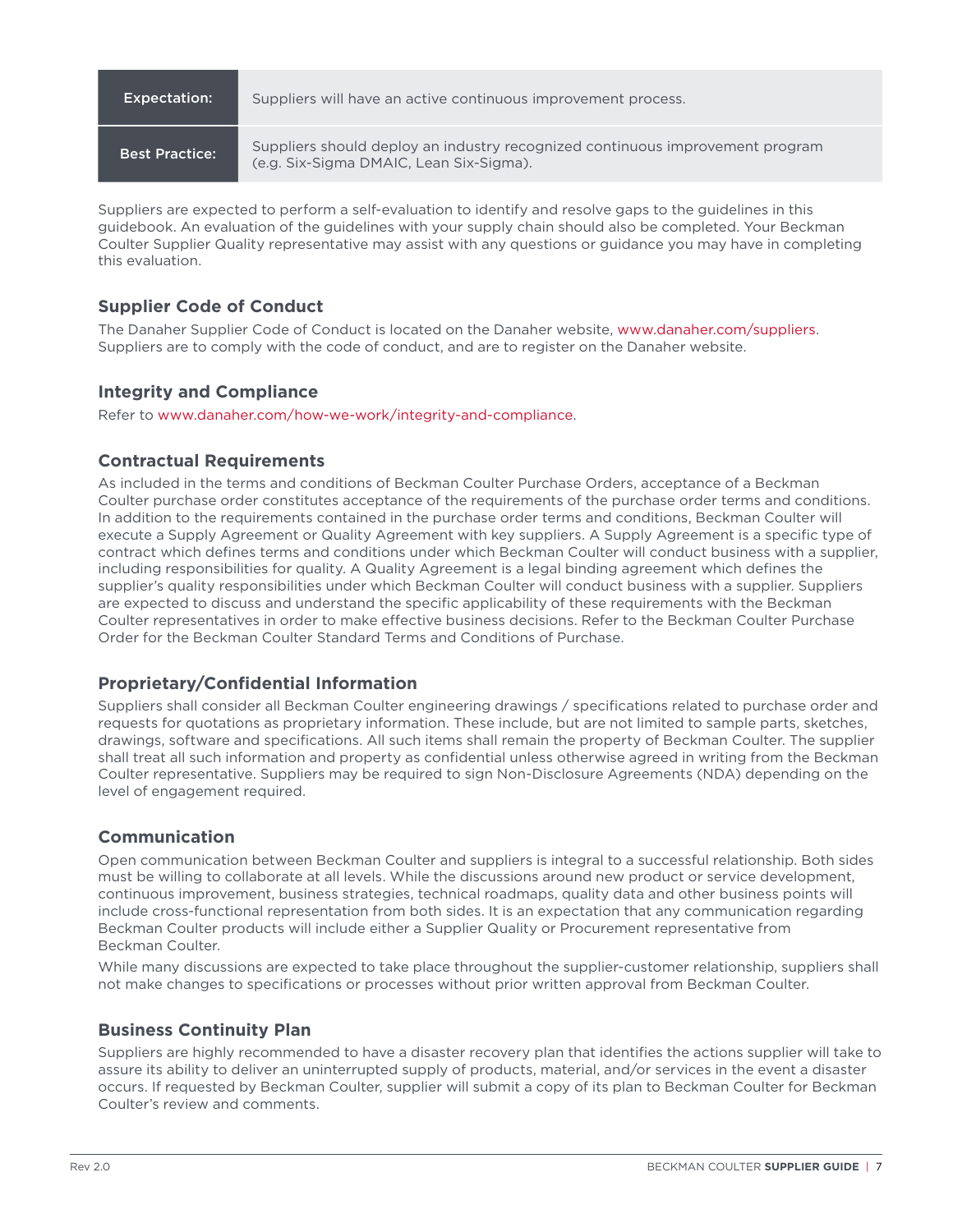| Expectation: | Suppliers will have an active continuous improvement process. |
| --- | --- |
| Best Practice: | Suppliers should deploy an industry recognized continuous improvement program (e.g. Six-Sigma DMAIC, Lean Six-Sigma). |

Suppliers are expected to perform a self-evaluation to identify and resolve gaps to the guidelines in this guidebook. An evaluation of the guidelines with your supply chain should also be completed. Your Beckman Coulter Supplier Quality representative may assist with any questions or guidance you may have in completing this evaluation.

### Supplier Code of Conduct

The Danaher Supplier Code of Conduct is located on the Danaher website, www.danaher.com/suppliers. Suppliers are to comply with the code of conduct, and are to register on the Danaher website.

### Integrity and Compliance

Refer to www.danaher.com/how-we-work/integrity-and-compliance.

### Contractual Requirements

As included in the terms and conditions of Beckman Coulter Purchase Orders, acceptance of a Beckman Coulter purchase order constitutes acceptance of the requirements of the purchase order terms and conditions. In addition to the requirements contained in the purchase order terms and conditions, Beckman Coulter will execute a Supply Agreement or Quality Agreement with key suppliers. A Supply Agreement is a specific type of contract which defines terms and conditions under which Beckman Coulter will conduct business with a supplier, including responsibilities for quality. A Quality Agreement is a legal binding agreement which defines the supplier's quality responsibilities under which Beckman Coulter will conduct business with a supplier. Suppliers are expected to discuss and understand the specific applicability of these requirements with the Beckman Coulter representatives in order to make effective business decisions. Refer to the Beckman Coulter Purchase Order for the Beckman Coulter Standard Terms and Conditions of Purchase.

### Proprietary/Confidential Information

Suppliers shall consider all Beckman Coulter engineering drawings / specifications related to purchase order and requests for quotations as proprietary information. These include, but are not limited to sample parts, sketches, drawings, software and specifications. All such items shall remain the property of Beckman Coulter. The supplier shall treat all such information and property as confidential unless otherwise agreed in writing from the Beckman Coulter representative. Suppliers may be required to sign Non-Disclosure Agreements (NDA) depending on the level of engagement required.

### Communication

Open communication between Beckman Coulter and suppliers is integral to a successful relationship. Both sides must be willing to collaborate at all levels. While the discussions around new product or service development, continuous improvement, business strategies, technical roadmaps, quality data and other business points will include cross-functional representation from both sides. It is an expectation that any communication regarding Beckman Coulter products will include either a Supplier Quality or Procurement representative from Beckman Coulter.

While many discussions are expected to take place throughout the supplier-customer relationship, suppliers shall not make changes to specifications or processes without prior written approval from Beckman Coulter.

### Business Continuity Plan

Suppliers are highly recommended to have a disaster recovery plan that identifies the actions supplier will take to assure its ability to deliver an uninterrupted supply of products, material, and/or services in the event a disaster occurs. If requested by Beckman Coulter, supplier will submit a copy of its plan to Beckman Coulter for Beckman Coulter's review and comments.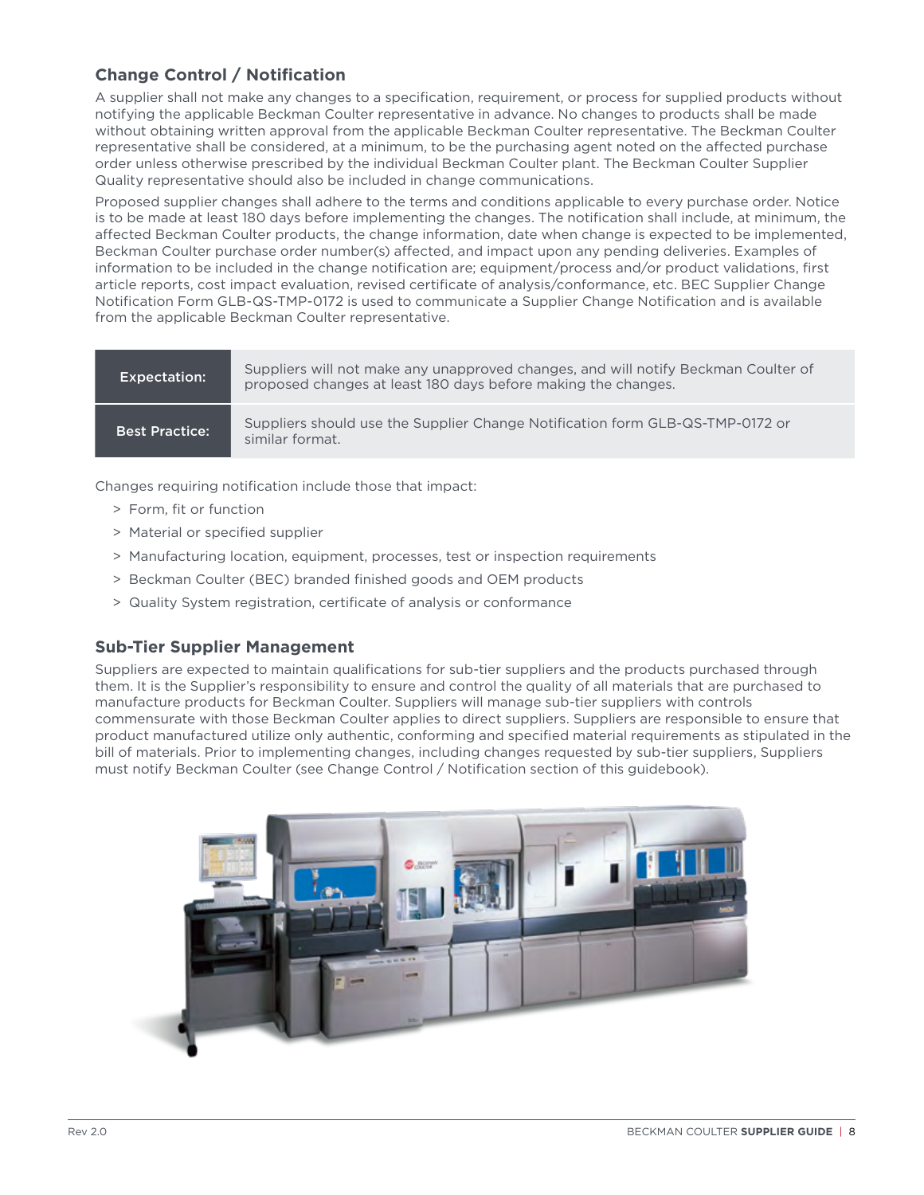## Change Control / Notification

A supplier shall not make any changes to a specification, requirement, or process for supplied products without notifying the applicable Beckman Coulter representative in advance. No changes to products shall be made without obtaining written approval from the applicable Beckman Coulter representative. The Beckman Coulter representative shall be considered, at a minimum, to be the purchasing agent noted on the affected purchase order unless otherwise prescribed by the individual Beckman Coulter plant. The Beckman Coulter Supplier Quality representative should also be included in change communications.

Proposed supplier changes shall adhere to the terms and conditions applicable to every purchase order. Notice is to be made at least 180 days before implementing the changes. The notification shall include, at minimum, the affected Beckman Coulter products, the change information, date when change is expected to be implemented, Beckman Coulter purchase order number(s) affected, and impact upon any pending deliveries. Examples of information to be included in the change notification are; equipment/process and/or product validations, first article reports, cost impact evaluation, revised certificate of analysis/conformance, etc. BEC Supplier Change Notification Form GLB-QS-TMP-0172 is used to communicate a Supplier Change Notification and is available from the applicable Beckman Coulter representative.

| | |
|---|---|
| **Expectation:** | Suppliers will not make any unapproved changes, and will notify Beckman Coulter of proposed changes at least 180 days before making the changes. |
| **Best Practice:** | Suppliers should use the Supplier Change Notification form GLB-QS-TMP-0172 or similar format. |

Changes requiring notification include those that impact:

- Form, fit or function
- Material or specified supplier
- Manufacturing location, equipment, processes, test or inspection requirements
- Beckman Coulter (BEC) branded finished goods and OEM products
- Quality System registration, certificate of analysis or conformance

## Sub-Tier Supplier Management

Suppliers are expected to maintain qualifications for sub-tier suppliers and the products purchased through them. It is the Supplier's responsibility to ensure and control the quality of all materials that are purchased to manufacture products for Beckman Coulter. Suppliers will manage sub-tier suppliers with controls commensurate with those Beckman Coulter applies to direct suppliers. Suppliers are responsible to ensure that product manufactured utilize only authentic, conforming and specified material requirements as stipulated in the bill of materials. Prior to implementing changes, including changes requested by sub-tier suppliers, Suppliers must notify Beckman Coulter (see Change Control / Notification section of this guidebook).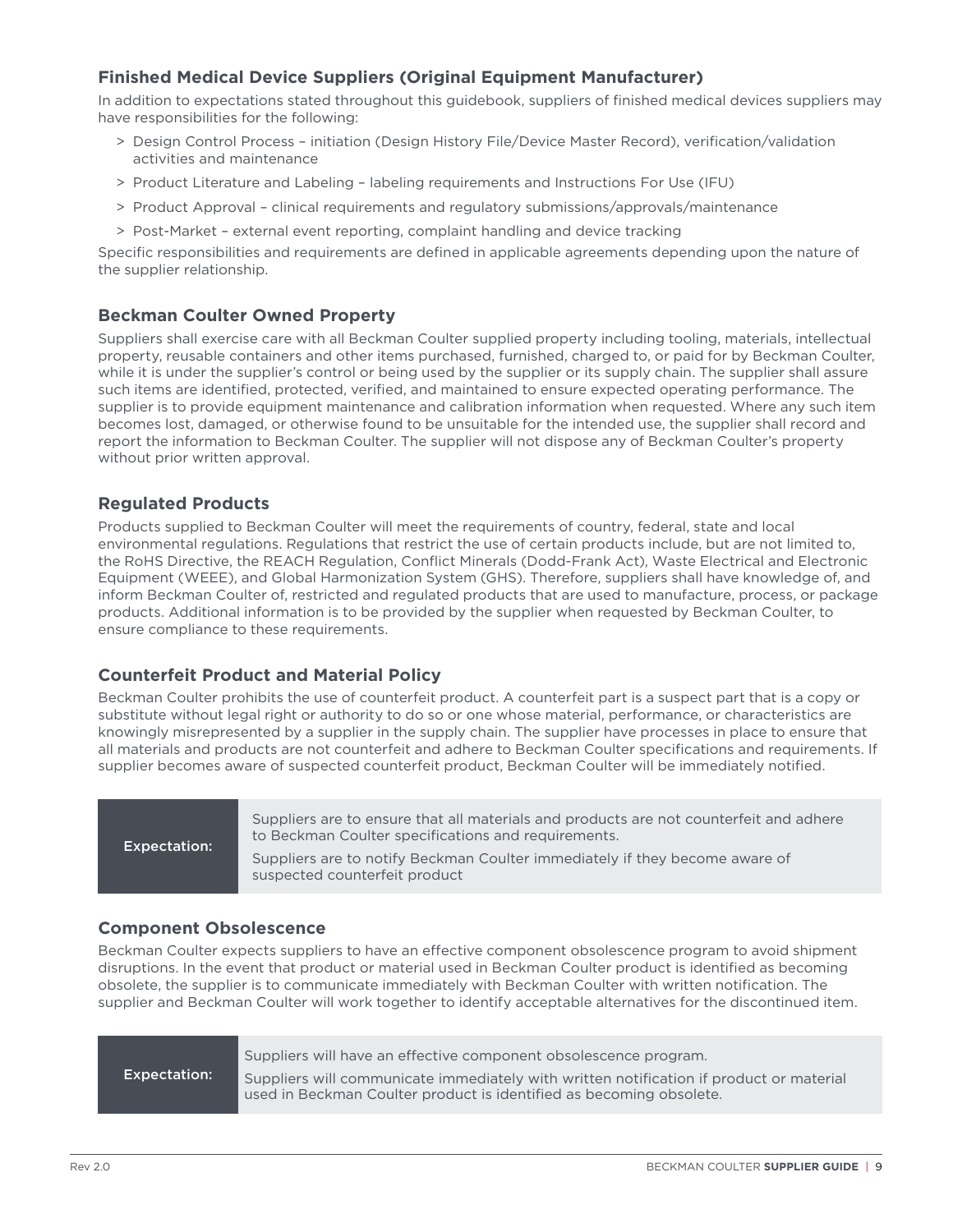### Finished Medical Device Suppliers (Original Equipment Manufacturer)

In addition to expectations stated throughout this guidebook, suppliers of finished medical devices suppliers may have responsibilities for the following:

> Design Control Process – initiation (Design History File/Device Master Record), verification/validation activities and maintenance

> Product Literature and Labeling – labeling requirements and Instructions For Use (IFU)

> Product Approval – clinical requirements and regulatory submissions/approvals/maintenance

> Post-Market – external event reporting, complaint handling and device tracking

Specific responsibilities and requirements are defined in applicable agreements depending upon the nature of the supplier relationship.

### Beckman Coulter Owned Property

Suppliers shall exercise care with all Beckman Coulter supplied property including tooling, materials, intellectual property, reusable containers and other items purchased, furnished, charged to, or paid for by Beckman Coulter, while it is under the supplier's control or being used by the supplier or its supply chain. The supplier shall assure such items are identified, protected, verified, and maintained to ensure expected operating performance. The supplier is to provide equipment maintenance and calibration information when requested. Where any such item becomes lost, damaged, or otherwise found to be unsuitable for the intended use, the supplier shall record and report the information to Beckman Coulter. The supplier will not dispose any of Beckman Coulter's property without prior written approval.

### Regulated Products

Products supplied to Beckman Coulter will meet the requirements of country, federal, state and local environmental regulations. Regulations that restrict the use of certain products include, but are not limited to, the RoHS Directive, the REACH Regulation, Conflict Minerals (Dodd-Frank Act), Waste Electrical and Electronic Equipment (WEEE), and Global Harmonization System (GHS). Therefore, suppliers shall have knowledge of, and inform Beckman Coulter of, restricted and regulated products that are used to manufacture, process, or package products. Additional information is to be provided by the supplier when requested by Beckman Coulter, to ensure compliance to these requirements.

### Counterfeit Product and Material Policy

Beckman Coulter prohibits the use of counterfeit product. A counterfeit part is a suspect part that is a copy or substitute without legal right or authority to do so or one whose material, performance, or characteristics are knowingly misrepresented by a supplier in the supply chain. The supplier have processes in place to ensure that all materials and products are not counterfeit and adhere to Beckman Coulter specifications and requirements. If supplier becomes aware of suspected counterfeit product, Beckman Coulter will be immediately notified.

| Expectation: | Suppliers are to ensure that all materials and products are not counterfeit and adhere to Beckman Coulter specifications and requirements.<br>Suppliers are to notify Beckman Coulter immediately if they become aware of suspected counterfeit product |
|---|---|

### Component Obsolescence

Beckman Coulter expects suppliers to have an effective component obsolescence program to avoid shipment disruptions. In the event that product or material used in Beckman Coulter product is identified as becoming obsolete, the supplier is to communicate immediately with Beckman Coulter with written notification. The supplier and Beckman Coulter will work together to identify acceptable alternatives for the discontinued item.

| Expectation: | Suppliers will have an effective component obsolescence program.<br>Suppliers will communicate immediately with written notification if product or material used in Beckman Coulter product is identified as becoming obsolete. |
|---|---|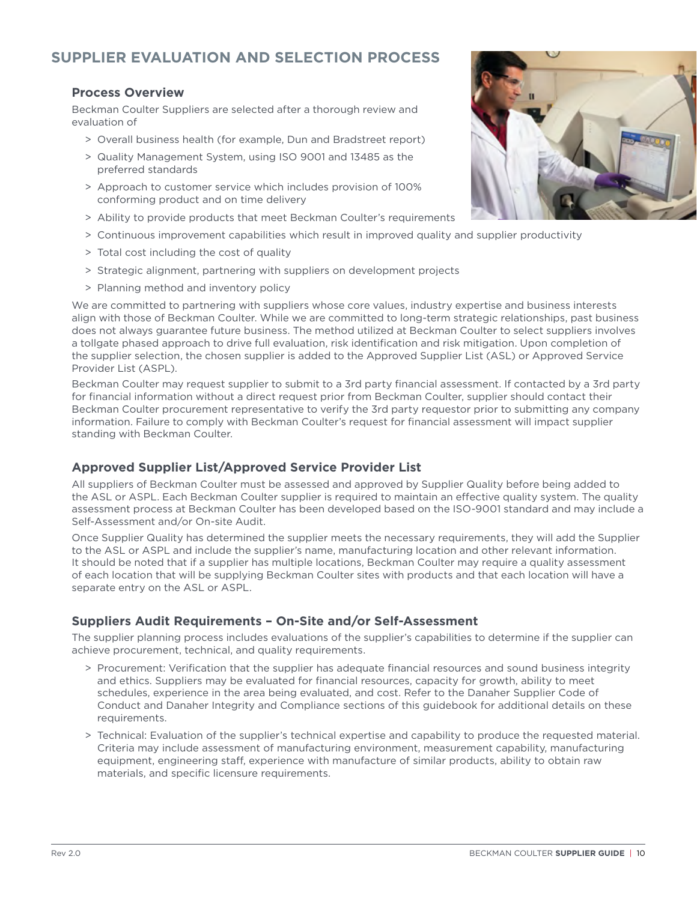# SUPPLIER EVALUATION AND SELECTION PROCESS

## Process Overview

Beckman Coulter Suppliers are selected after a thorough review and evaluation of

- Overall business health (for example, Dun and Bradstreet report)
- Quality Management System, using ISO 9001 and 13485 as the preferred standards
- Approach to customer service which includes provision of 100% conforming product and on time delivery
- Ability to provide products that meet Beckman Coulter's requirements
- Continuous improvement capabilities which result in improved quality and supplier productivity
- Total cost including the cost of quality
- Strategic alignment, partnering with suppliers on development projects
- Planning method and inventory policy

We are committed to partnering with suppliers whose core values, industry expertise and business interests align with those of Beckman Coulter. While we are committed to long-term strategic relationships, past business does not always guarantee future business. The method utilized at Beckman Coulter to select suppliers involves a tollgate phased approach to drive full evaluation, risk identification and risk mitigation. Upon completion of the supplier selection, the chosen supplier is added to the Approved Supplier List (ASL) or Approved Service Provider List (ASPL).

Beckman Coulter may request supplier to submit to a 3rd party financial assessment. If contacted by a 3rd party for financial information without a direct request prior from Beckman Coulter, supplier should contact their Beckman Coulter procurement representative to verify the 3rd party requestor prior to submitting any company information. Failure to comply with Beckman Coulter's request for financial assessment will impact supplier standing with Beckman Coulter.

## Approved Supplier List/Approved Service Provider List

All suppliers of Beckman Coulter must be assessed and approved by Supplier Quality before being added to the ASL or ASPL. Each Beckman Coulter supplier is required to maintain an effective quality system. The quality assessment process at Beckman Coulter has been developed based on the ISO-9001 standard and may include a Self-Assessment and/or On-site Audit.

Once Supplier Quality has determined the supplier meets the necessary requirements, they will add the Supplier to the ASL or ASPL and include the supplier's name, manufacturing location and other relevant information. It should be noted that if a supplier has multiple locations, Beckman Coulter may require a quality assessment of each location that will be supplying Beckman Coulter sites with products and that each location will have a separate entry on the ASL or ASPL.

## Suppliers Audit Requirements – On-Site and/or Self-Assessment

The supplier planning process includes evaluations of the supplier's capabilities to determine if the supplier can achieve procurement, technical, and quality requirements.

- Procurement: Verification that the supplier has adequate financial resources and sound business integrity and ethics. Suppliers may be evaluated for financial resources, capacity for growth, ability to meet schedules, experience in the area being evaluated, and cost. Refer to the Danaher Supplier Code of Conduct and Danaher Integrity and Compliance sections of this guidebook for additional details on these requirements.
- Technical: Evaluation of the supplier's technical expertise and capability to produce the requested material. Criteria may include assessment of manufacturing environment, measurement capability, manufacturing equipment, engineering staff, experience with manufacture of similar products, ability to obtain raw materials, and specific licensure requirements.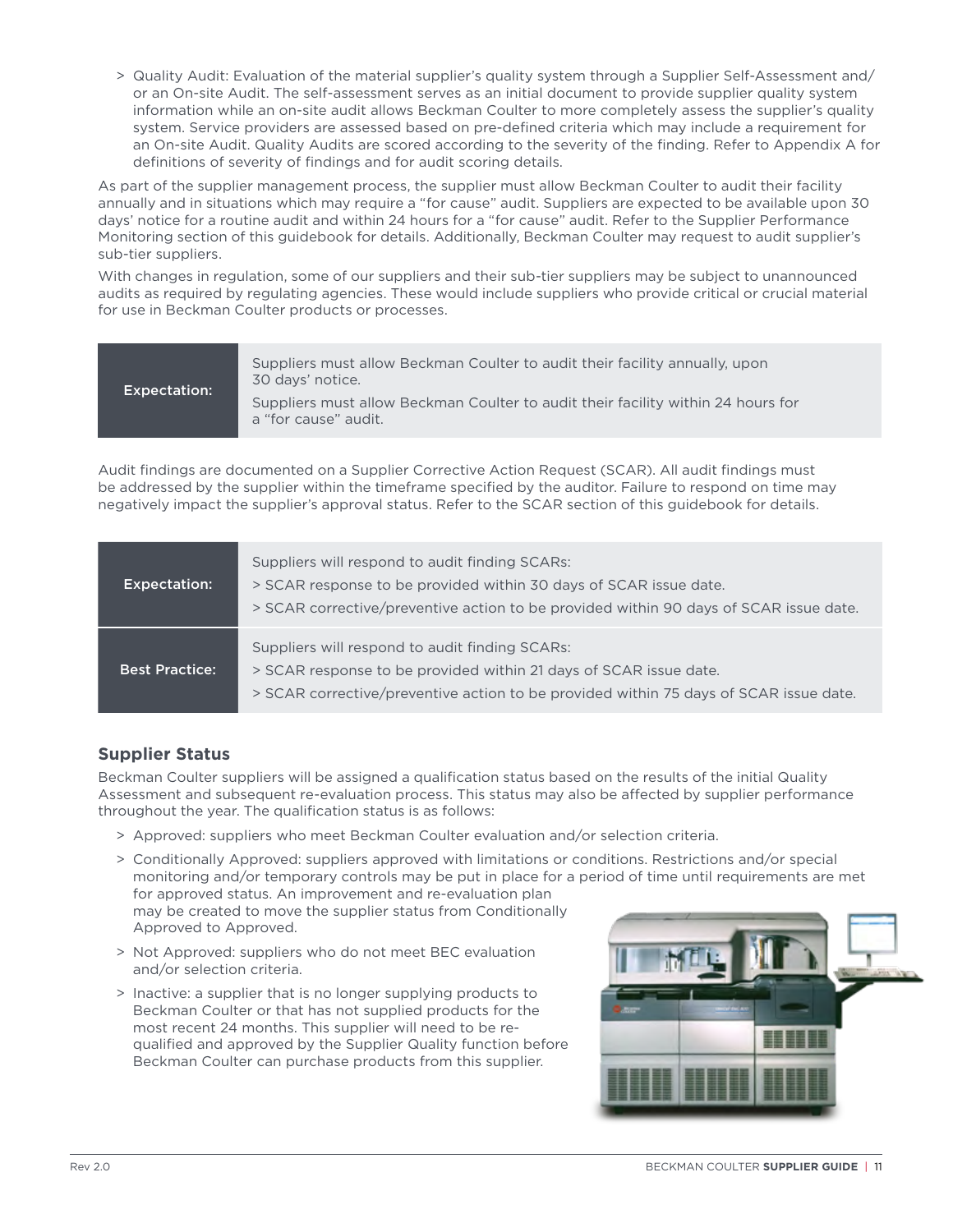- Quality Audit: Evaluation of the material supplier's quality system through a Supplier Self-Assessment and/or an On-site Audit. The self-assessment serves as an initial document to provide supplier quality system information while an on-site audit allows Beckman Coulter to more completely assess the supplier's quality system. Service providers are assessed based on pre-defined criteria which may include a requirement for an On-site Audit. Quality Audits are scored according to the severity of the finding. Refer to Appendix A for definitions of severity of findings and for audit scoring details.

As part of the supplier management process, the supplier must allow Beckman Coulter to audit their facility annually and in situations which may require a "for cause" audit. Suppliers are expected to be available upon 30 days' notice for a routine audit and within 24 hours for a "for cause" audit. Refer to the Supplier Performance Monitoring section of this guidebook for details. Additionally, Beckman Coulter may request to audit supplier's sub-tier suppliers.

With changes in regulation, some of our suppliers and their sub-tier suppliers may be subject to unannounced audits as required by regulating agencies. These would include suppliers who provide critical or crucial material for use in Beckman Coulter products or processes.

| | |
|---|---|
| **Expectation:** | Suppliers must allow Beckman Coulter to audit their facility annually, upon 30 days' notice.<br>Suppliers must allow Beckman Coulter to audit their facility within 24 hours for a "for cause" audit. |

Audit findings are documented on a Supplier Corrective Action Request (SCAR). All audit findings must be addressed by the supplier within the timeframe specified by the auditor. Failure to respond on time may negatively impact the supplier's approval status. Refer to the SCAR section of this guidebook for details.

| | |
|---|---|
| **Expectation:** | Suppliers will respond to audit finding SCARs:<br>> SCAR response to be provided within 30 days of SCAR issue date.<br>> SCAR corrective/preventive action to be provided within 90 days of SCAR issue date. |
| **Best Practice:** | Suppliers will respond to audit finding SCARs:<br>> SCAR response to be provided within 21 days of SCAR issue date.<br>> SCAR corrective/preventive action to be provided within 75 days of SCAR issue date. |

### Supplier Status

Beckman Coulter suppliers will be assigned a qualification status based on the results of the initial Quality Assessment and subsequent re-evaluation process. This status may also be affected by supplier performance throughout the year. The qualification status is as follows:

- Approved: suppliers who meet Beckman Coulter evaluation and/or selection criteria.
- Conditionally Approved: suppliers approved with limitations or conditions. Restrictions and/or special monitoring and/or temporary controls may be put in place for a period of time until requirements are met for approved status. An improvement and re-evaluation plan may be created to move the supplier status from Conditionally Approved to Approved.
- Not Approved: suppliers who do not meet BEC evaluation and/or selection criteria.
- Inactive: a supplier that is no longer supplying products to Beckman Coulter or that has not supplied products for the most recent 24 months. This supplier will need to be re-qualified and approved by the Supplier Quality function before Beckman Coulter can purchase products from this supplier.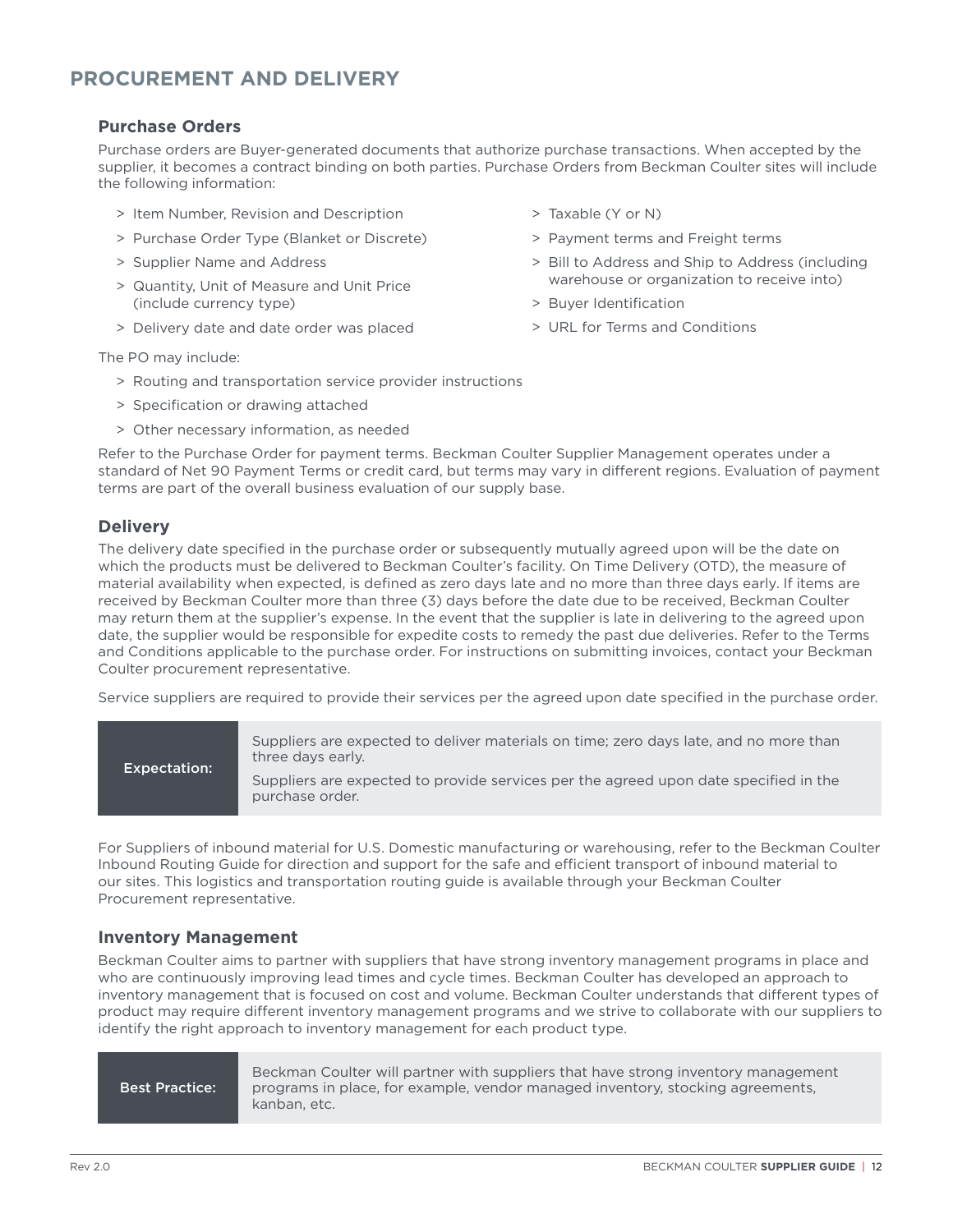## PROCUREMENT AND DELIVERY

### Purchase Orders

Purchase orders are Buyer-generated documents that authorize purchase transactions. When accepted by the supplier, it becomes a contract binding on both parties. Purchase Orders from Beckman Coulter sites will include the following information:

- Item Number, Revision and Description
- Purchase Order Type (Blanket or Discrete)
- Supplier Name and Address
- Quantity, Unit of Measure and Unit Price (include currency type)
- Delivery date and date order was placed
- Taxable (Y or N)
- Payment terms and Freight terms
- Bill to Address and Ship to Address (including warehouse or organization to receive into)
- Buyer Identification
- URL for Terms and Conditions

The PO may include:

- Routing and transportation service provider instructions
- Specification or drawing attached
- Other necessary information, as needed

Refer to the Purchase Order for payment terms. Beckman Coulter Supplier Management operates under a standard of Net 90 Payment Terms or credit card, but terms may vary in different regions. Evaluation of payment terms are part of the overall business evaluation of our supply base.

### Delivery

The delivery date specified in the purchase order or subsequently mutually agreed upon will be the date on which the products must be delivered to Beckman Coulter's facility. On Time Delivery (OTD), the measure of material availability when expected, is defined as zero days late and no more than three days early. If items are received by Beckman Coulter more than three (3) days before the date due to be received, Beckman Coulter may return them at the supplier's expense. In the event that the supplier is late in delivering to the agreed upon date, the supplier would be responsible for expedite costs to remedy the past due deliveries. Refer to the Terms and Conditions applicable to the purchase order. For instructions on submitting invoices, contact your Beckman Coulter procurement representative.

Service suppliers are required to provide their services per the agreed upon date specified in the purchase order.

| Expectation: | Suppliers are expected to deliver materials on time; zero days late, and no more than three days early. <br> Suppliers are expected to provide services per the agreed upon date specified in the purchase order. |
|---|---|

For Suppliers of inbound material for U.S. Domestic manufacturing or warehousing, refer to the Beckman Coulter Inbound Routing Guide for direction and support for the safe and efficient transport of inbound material to our sites. This logistics and transportation routing guide is available through your Beckman Coulter Procurement representative.

### Inventory Management

Beckman Coulter aims to partner with suppliers that have strong inventory management programs in place and who are continuously improving lead times and cycle times. Beckman Coulter has developed an approach to inventory management that is focused on cost and volume. Beckman Coulter understands that different types of product may require different inventory management programs and we strive to collaborate with our suppliers to identify the right approach to inventory management for each product type.

| Best Practice: | Beckman Coulter will partner with suppliers that have strong inventory management programs in place, for example, vendor managed inventory, stocking agreements, kanban, etc. |
|---|---|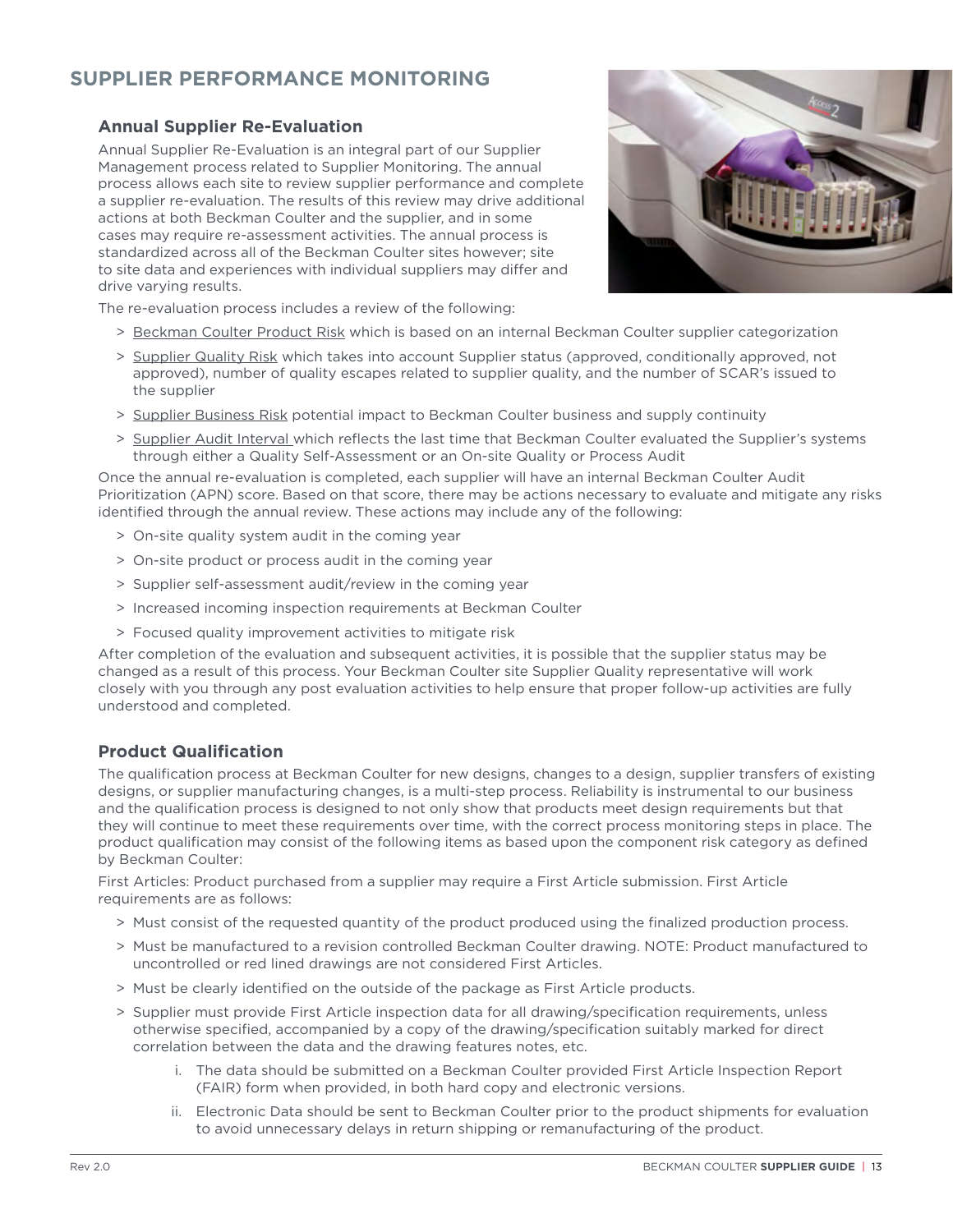## SUPPLIER PERFORMANCE MONITORING

### Annual Supplier Re-Evaluation

Annual Supplier Re-Evaluation is an integral part of our Supplier Management process related to Supplier Monitoring. The annual process allows each site to review supplier performance and complete a supplier re-evaluation. The results of this review may drive additional actions at both Beckman Coulter and the supplier, and in some cases may require re-assessment activities. The annual process is standardized across all of the Beckman Coulter sites however; site to site data and experiences with individual suppliers may differ and drive varying results.

The re-evaluation process includes a review of the following:

- Beckman Coulter Product Risk which is based on an internal Beckman Coulter supplier categorization
- Supplier Quality Risk which takes into account Supplier status (approved, conditionally approved, not approved), number of quality escapes related to supplier quality, and the number of SCAR's issued to the supplier
- Supplier Business Risk potential impact to Beckman Coulter business and supply continuity
- Supplier Audit Interval which reflects the last time that Beckman Coulter evaluated the Supplier's systems through either a Quality Self-Assessment or an On-site Quality or Process Audit

Once the annual re-evaluation is completed, each supplier will have an internal Beckman Coulter Audit Prioritization (APN) score. Based on that score, there may be actions necessary to evaluate and mitigate any risks identified through the annual review. These actions may include any of the following:

- On-site quality system audit in the coming year
- On-site product or process audit in the coming year
- Supplier self-assessment audit/review in the coming year
- Increased incoming inspection requirements at Beckman Coulter
- Focused quality improvement activities to mitigate risk

After completion of the evaluation and subsequent activities, it is possible that the supplier status may be changed as a result of this process. Your Beckman Coulter site Supplier Quality representative will work closely with you through any post evaluation activities to help ensure that proper follow-up activities are fully understood and completed.

### Product Qualification

The qualification process at Beckman Coulter for new designs, changes to a design, supplier transfers of existing designs, or supplier manufacturing changes, is a multi-step process. Reliability is instrumental to our business and the qualification process is designed to not only show that products meet design requirements but that they will continue to meet these requirements over time, with the correct process monitoring steps in place. The product qualification may consist of the following items as based upon the component risk category as defined by Beckman Coulter:

First Articles: Product purchased from a supplier may require a First Article submission. First Article requirements are as follows:

- Must consist of the requested quantity of the product produced using the finalized production process.
- Must be manufactured to a revision controlled Beckman Coulter drawing. NOTE: Product manufactured to uncontrolled or red lined drawings are not considered First Articles.
- Must be clearly identified on the outside of the package as First Article products.
- Supplier must provide First Article inspection data for all drawing/specification requirements, unless otherwise specified, accompanied by a copy of the drawing/specification suitably marked for direct correlation between the data and the drawing features notes, etc.
  - i. The data should be submitted on a Beckman Coulter provided First Article Inspection Report (FAIR) form when provided, in both hard copy and electronic versions.
  - ii. Electronic Data should be sent to Beckman Coulter prior to the product shipments for evaluation to avoid unnecessary delays in return shipping or remanufacturing of the product.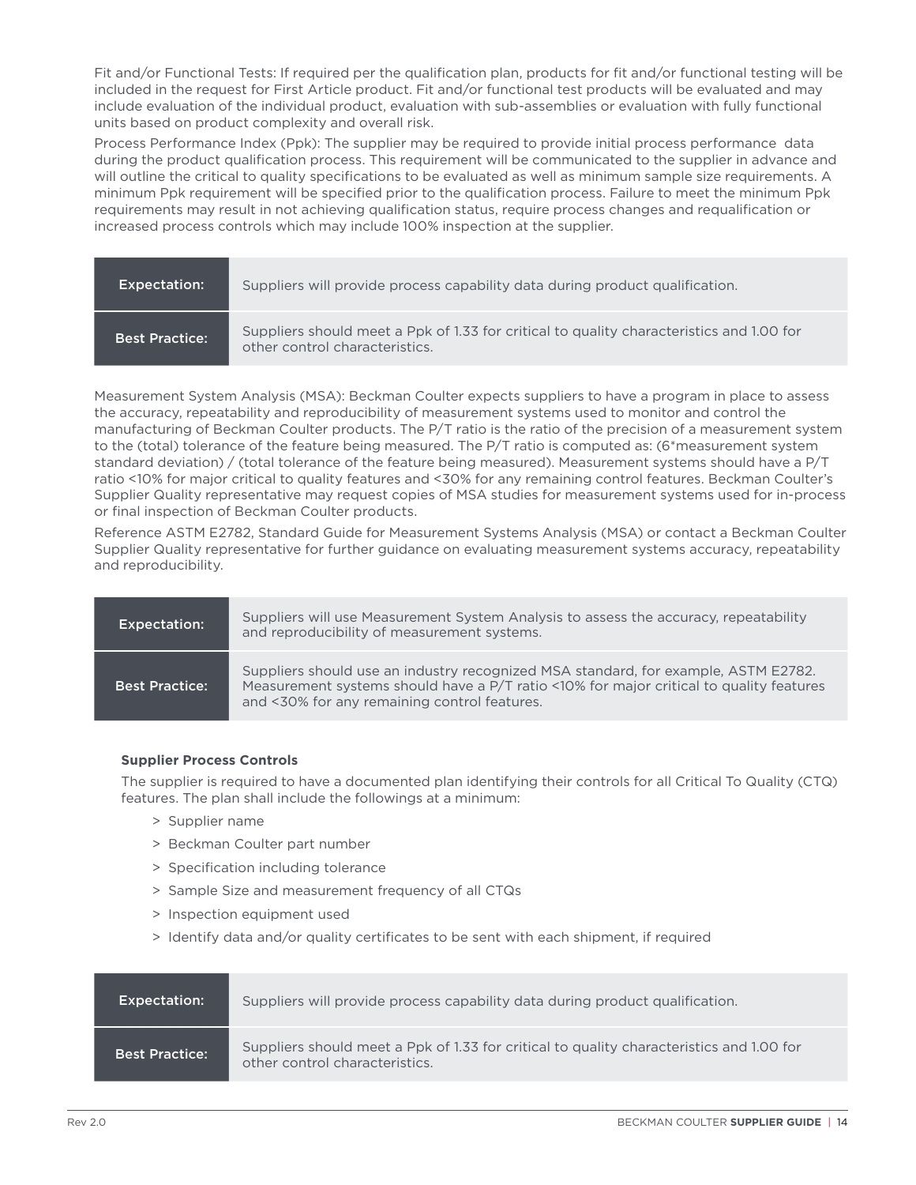Fit and/or Functional Tests: If required per the qualification plan, products for fit and/or functional testing will be included in the request for First Article product. Fit and/or functional test products will be evaluated and may include evaluation of the individual product, evaluation with sub-assemblies or evaluation with fully functional units based on product complexity and overall risk.

Process Performance Index (Ppk): The supplier may be required to provide initial process performance data during the product qualification process. This requirement will be communicated to the supplier in advance and will outline the critical to quality specifications to be evaluated as well as minimum sample size requirements. A minimum Ppk requirement will be specified prior to the qualification process. Failure to meet the minimum Ppk requirements may result in not achieving qualification status, require process changes and requalification or increased process controls which may include 100% inspection at the supplier.

| | |
|---|---|
| Expectation: | Suppliers will provide process capability data during product qualification. |
| Best Practice: | Suppliers should meet a Ppk of 1.33 for critical to quality characteristics and 1.00 for other control characteristics. |

Measurement System Analysis (MSA): Beckman Coulter expects suppliers to have a program in place to assess the accuracy, repeatability and reproducibility of measurement systems used to monitor and control the manufacturing of Beckman Coulter products. The P/T ratio is the ratio of the precision of a measurement system to the (total) tolerance of the feature being measured. The P/T ratio is computed as: (6*measurement system standard deviation) / (total tolerance of the feature being measured). Measurement systems should have a P/T ratio <10% for major critical to quality features and <30% for any remaining control features. Beckman Coulter's Supplier Quality representative may request copies of MSA studies for measurement systems used for in-process or final inspection of Beckman Coulter products.

Reference ASTM E2782, Standard Guide for Measurement Systems Analysis (MSA) or contact a Beckman Coulter Supplier Quality representative for further guidance on evaluating measurement systems accuracy, repeatability and reproducibility.

| | |
|---|---|
| Expectation: | Suppliers will use Measurement System Analysis to assess the accuracy, repeatability and reproducibility of measurement systems. |
| Best Practice: | Suppliers should use an industry recognized MSA standard, for example, ASTM E2782. Measurement systems should have a P/T ratio <10% for major critical to quality features and <30% for any remaining control features. |

**Supplier Process Controls**

The supplier is required to have a documented plan identifying their controls for all Critical To Quality (CTQ) features. The plan shall include the followings at a minimum:

- Supplier name
- Beckman Coulter part number
- Specification including tolerance
- Sample Size and measurement frequency of all CTQs
- Inspection equipment used
- Identify data and/or quality certificates to be sent with each shipment, if required

| | |
|---|---|
| Expectation: | Suppliers will provide process capability data during product qualification. |
| Best Practice: | Suppliers should meet a Ppk of 1.33 for critical to quality characteristics and 1.00 for other control characteristics. |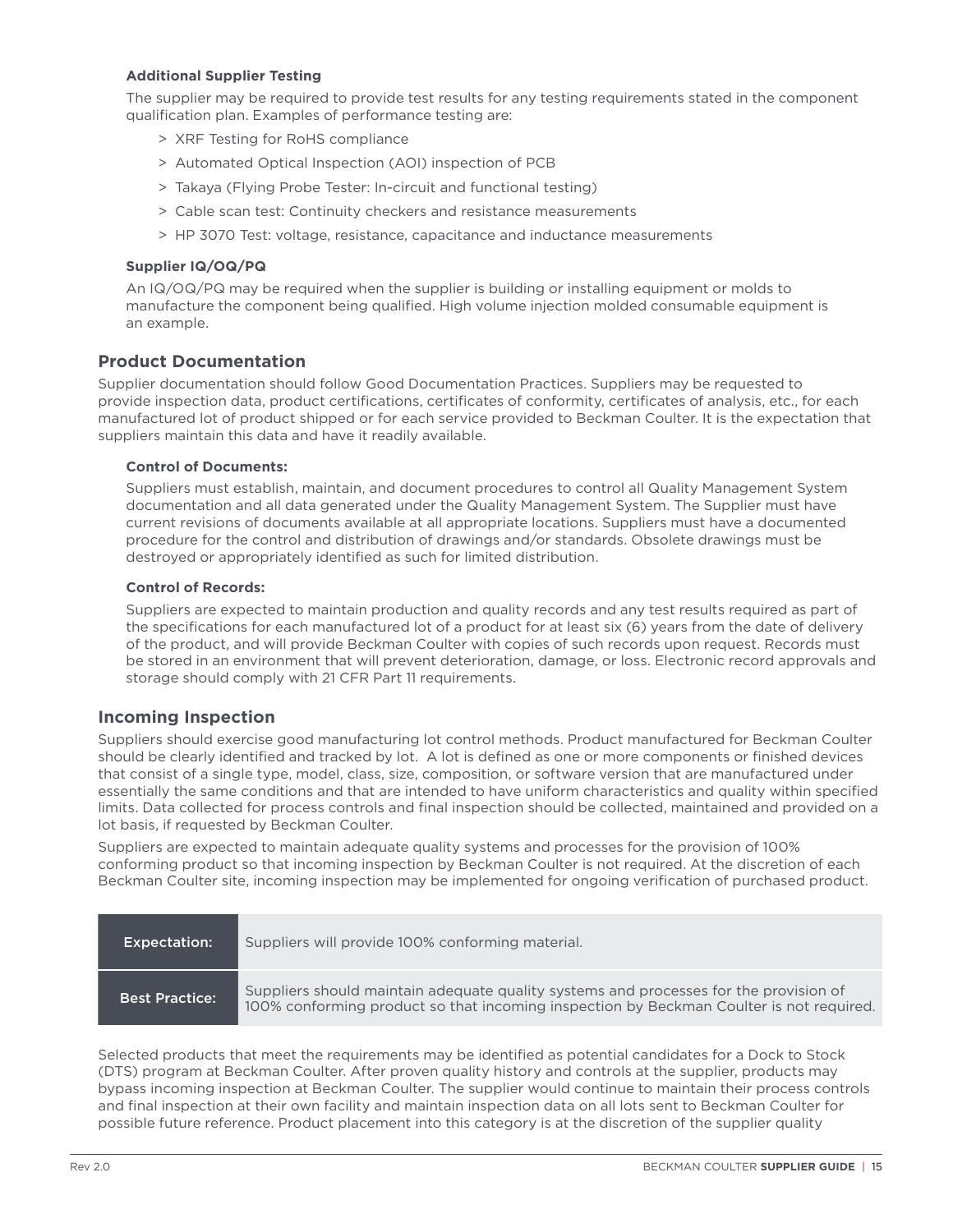### Additional Supplier Testing

The supplier may be required to provide test results for any testing requirements stated in the component qualification plan. Examples of performance testing are:

> XRF Testing for RoHS compliance

> Automated Optical Inspection (AOI) inspection of PCB

> Takaya (Flying Probe Tester: In-circuit and functional testing)

> Cable scan test: Continuity checkers and resistance measurements

> HP 3070 Test: voltage, resistance, capacitance and inductance measurements

### Supplier IQ/OQ/PQ

An IQ/OQ/PQ may be required when the supplier is building or installing equipment or molds to manufacture the component being qualified. High volume injection molded consumable equipment is an example.

## Product Documentation

Supplier documentation should follow Good Documentation Practices. Suppliers may be requested to provide inspection data, product certifications, certificates of conformity, certificates of analysis, etc., for each manufactured lot of product shipped or for each service provided to Beckman Coulter. It is the expectation that suppliers maintain this data and have it readily available.

### Control of Documents:

Suppliers must establish, maintain, and document procedures to control all Quality Management System documentation and all data generated under the Quality Management System. The Supplier must have current revisions of documents available at all appropriate locations. Suppliers must have a documented procedure for the control and distribution of drawings and/or standards. Obsolete drawings must be destroyed or appropriately identified as such for limited distribution.

### Control of Records:

Suppliers are expected to maintain production and quality records and any test results required as part of the specifications for each manufactured lot of a product for at least six (6) years from the date of delivery of the product, and will provide Beckman Coulter with copies of such records upon request. Records must be stored in an environment that will prevent deterioration, damage, or loss. Electronic record approvals and storage should comply with 21 CFR Part 11 requirements.

## Incoming Inspection

Suppliers should exercise good manufacturing lot control methods. Product manufactured for Beckman Coulter should be clearly identified and tracked by lot. A lot is defined as one or more components or finished devices that consist of a single type, model, class, size, composition, or software version that are manufactured under essentially the same conditions and that are intended to have uniform characteristics and quality within specified limits. Data collected for process controls and final inspection should be collected, maintained and provided on a lot basis, if requested by Beckman Coulter.

Suppliers are expected to maintain adequate quality systems and processes for the provision of 100% conforming product so that incoming inspection by Beckman Coulter is not required. At the discretion of each Beckman Coulter site, incoming inspection may be implemented for ongoing verification of purchased product.

| | |
|---|---|
| Expectation: | Suppliers will provide 100% conforming material. |
| Best Practice: | Suppliers should maintain adequate quality systems and processes for the provision of 100% conforming product so that incoming inspection by Beckman Coulter is not required. |

Selected products that meet the requirements may be identified as potential candidates for a Dock to Stock (DTS) program at Beckman Coulter. After proven quality history and controls at the supplier, products may bypass incoming inspection at Beckman Coulter. The supplier would continue to maintain their process controls and final inspection at their own facility and maintain inspection data on all lots sent to Beckman Coulter for possible future reference. Product placement into this category is at the discretion of the supplier quality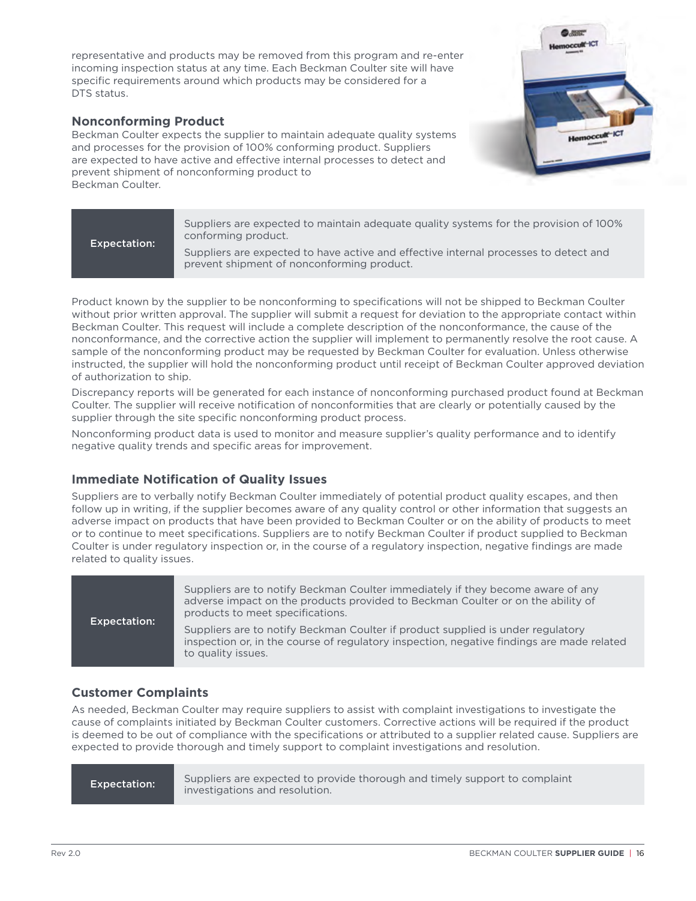representative and products may be removed from this program and re-enter incoming inspection status at any time. Each Beckman Coulter site will have specific requirements around which products may be considered for a DTS status.

### Nonconforming Product

Beckman Coulter expects the supplier to maintain adequate quality systems and processes for the provision of 100% conforming product. Suppliers are expected to have active and effective internal processes to detect and prevent shipment of nonconforming product to Beckman Coulter.

| Expectation: | Suppliers are expected to maintain adequate quality systems for the provision of 100% conforming product.<br><br>Suppliers are expected to have active and effective internal processes to detect and prevent shipment of nonconforming product. |
|---|---|

Product known by the supplier to be nonconforming to specifications will not be shipped to Beckman Coulter without prior written approval. The supplier will submit a request for deviation to the appropriate contact within Beckman Coulter. This request will include a complete description of the nonconformance, the cause of the nonconformance, and the corrective action the supplier will implement to permanently resolve the root cause. A sample of the nonconforming product may be requested by Beckman Coulter for evaluation. Unless otherwise instructed, the supplier will hold the nonconforming product until receipt of Beckman Coulter approved deviation of authorization to ship.

Discrepancy reports will be generated for each instance of nonconforming purchased product found at Beckman Coulter. The supplier will receive notification of nonconformities that are clearly or potentially caused by the supplier through the site specific nonconforming product process.

Nonconforming product data is used to monitor and measure supplier's quality performance and to identify negative quality trends and specific areas for improvement.

### Immediate Notification of Quality Issues

Suppliers are to verbally notify Beckman Coulter immediately of potential product quality escapes, and then follow up in writing, if the supplier becomes aware of any quality control or other information that suggests an adverse impact on products that have been provided to Beckman Coulter or on the ability of products to meet or to continue to meet specifications. Suppliers are to notify Beckman Coulter if product supplied to Beckman Coulter is under regulatory inspection or, in the course of a regulatory inspection, negative findings are made related to quality issues.

| Expectation: | Suppliers are to notify Beckman Coulter immediately if they become aware of any adverse impact on the products provided to Beckman Coulter or on the ability of products to meet specifications.<br><br>Suppliers are to notify Beckman Coulter if product supplied is under regulatory inspection or, in the course of regulatory inspection, negative findings are made related to quality issues. |
|---|---|

### Customer Complaints

As needed, Beckman Coulter may require suppliers to assist with complaint investigations to investigate the cause of complaints initiated by Beckman Coulter customers. Corrective actions will be required if the product is deemed to be out of compliance with the specifications or attributed to a supplier related cause. Suppliers are expected to provide thorough and timely support to complaint investigations and resolution.

| Expectation: | Suppliers are expected to provide thorough and timely support to complaint investigations and resolution. |
|---|---|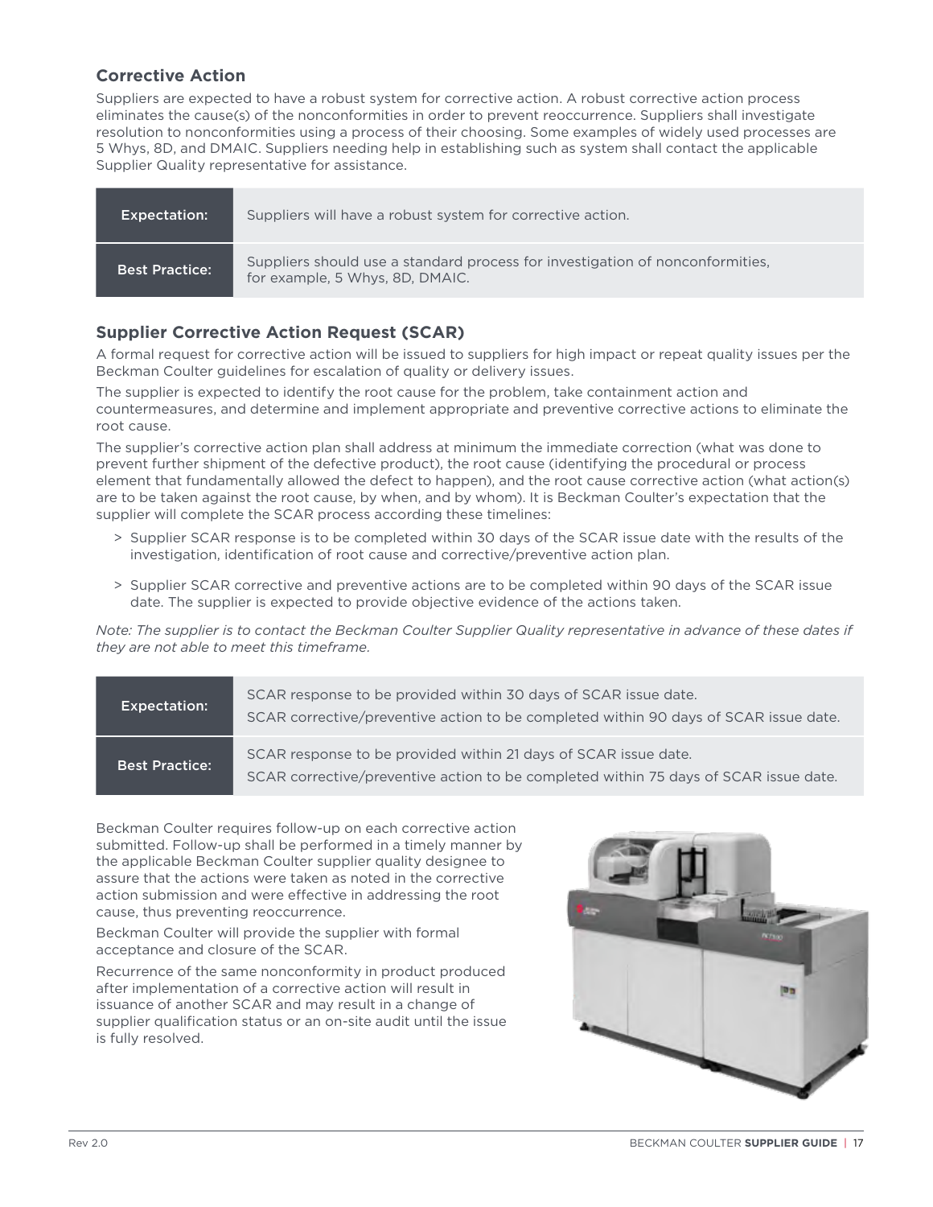### Corrective Action

Suppliers are expected to have a robust system for corrective action. A robust corrective action process eliminates the cause(s) of the nonconformities in order to prevent reoccurrence. Suppliers shall investigate resolution to nonconformities using a process of their choosing. Some examples of widely used processes are 5 Whys, 8D, and DMAIC. Suppliers needing help in establishing such as system shall contact the applicable Supplier Quality representative for assistance.

| | |
|---|---|
| Expectation: | Suppliers will have a robust system for corrective action. |
| Best Practice: | Suppliers should use a standard process for investigation of nonconformities, for example, 5 Whys, 8D, DMAIC. |

### Supplier Corrective Action Request (SCAR)

A formal request for corrective action will be issued to suppliers for high impact or repeat quality issues per the Beckman Coulter guidelines for escalation of quality or delivery issues.

The supplier is expected to identify the root cause for the problem, take containment action and countermeasures, and determine and implement appropriate and preventive corrective actions to eliminate the root cause.

The supplier's corrective action plan shall address at minimum the immediate correction (what was done to prevent further shipment of the defective product), the root cause (identifying the procedural or process element that fundamentally allowed the defect to happen), and the root cause corrective action (what action(s) are to be taken against the root cause, by when, and by whom). It is Beckman Coulter's expectation that the supplier will complete the SCAR process according these timelines:

> Supplier SCAR response is to be completed within 30 days of the SCAR issue date with the results of the investigation, identification of root cause and corrective/preventive action plan.

> Supplier SCAR corrective and preventive actions are to be completed within 90 days of the SCAR issue date. The supplier is expected to provide objective evidence of the actions taken.

*Note: The supplier is to contact the Beckman Coulter Supplier Quality representative in advance of these dates if they are not able to meet this timeframe.*

| | |
|---|---|
| Expectation: | SCAR response to be provided within 30 days of SCAR issue date.<br>SCAR corrective/preventive action to be completed within 90 days of SCAR issue date. |
| Best Practice: | SCAR response to be provided within 21 days of SCAR issue date.<br>SCAR corrective/preventive action to be completed within 75 days of SCAR issue date. |

Beckman Coulter requires follow-up on each corrective action submitted. Follow-up shall be performed in a timely manner by the applicable Beckman Coulter supplier quality designee to assure that the actions were taken as noted in the corrective action submission and were effective in addressing the root cause, thus preventing reoccurrence.

Beckman Coulter will provide the supplier with formal acceptance and closure of the SCAR.

Recurrence of the same nonconformity in product produced after implementation of a corrective action will result in issuance of another SCAR and may result in a change of supplier qualification status or an on-site audit until the issue is fully resolved.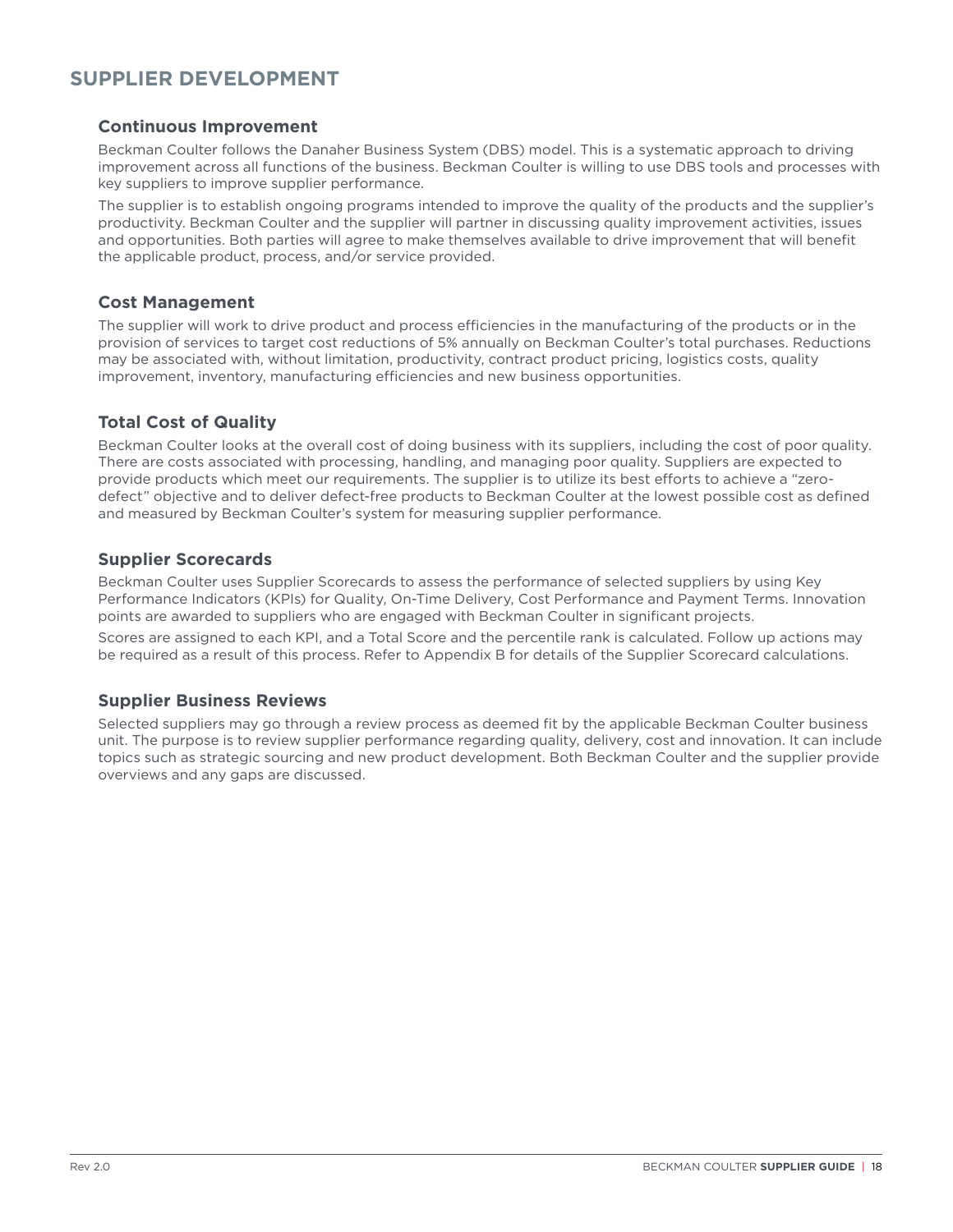## SUPPLIER DEVELOPMENT

### Continuous Improvement

Beckman Coulter follows the Danaher Business System (DBS) model. This is a systematic approach to driving improvement across all functions of the business. Beckman Coulter is willing to use DBS tools and processes with key suppliers to improve supplier performance.

The supplier is to establish ongoing programs intended to improve the quality of the products and the supplier's productivity. Beckman Coulter and the supplier will partner in discussing quality improvement activities, issues and opportunities. Both parties will agree to make themselves available to drive improvement that will benefit the applicable product, process, and/or service provided.

### Cost Management

The supplier will work to drive product and process efficiencies in the manufacturing of the products or in the provision of services to target cost reductions of 5% annually on Beckman Coulter's total purchases. Reductions may be associated with, without limitation, productivity, contract product pricing, logistics costs, quality improvement, inventory, manufacturing efficiencies and new business opportunities.

### Total Cost of Quality

Beckman Coulter looks at the overall cost of doing business with its suppliers, including the cost of poor quality. There are costs associated with processing, handling, and managing poor quality. Suppliers are expected to provide products which meet our requirements. The supplier is to utilize its best efforts to achieve a "zero-defect" objective and to deliver defect-free products to Beckman Coulter at the lowest possible cost as defined and measured by Beckman Coulter's system for measuring supplier performance.

### Supplier Scorecards

Beckman Coulter uses Supplier Scorecards to assess the performance of selected suppliers by using Key Performance Indicators (KPIs) for Quality, On-Time Delivery, Cost Performance and Payment Terms. Innovation points are awarded to suppliers who are engaged with Beckman Coulter in significant projects.

Scores are assigned to each KPI, and a Total Score and the percentile rank is calculated. Follow up actions may be required as a result of this process. Refer to Appendix B for details of the Supplier Scorecard calculations.

### Supplier Business Reviews

Selected suppliers may go through a review process as deemed fit by the applicable Beckman Coulter business unit. The purpose is to review supplier performance regarding quality, delivery, cost and innovation. It can include topics such as strategic sourcing and new product development. Both Beckman Coulter and the supplier provide overviews and any gaps are discussed.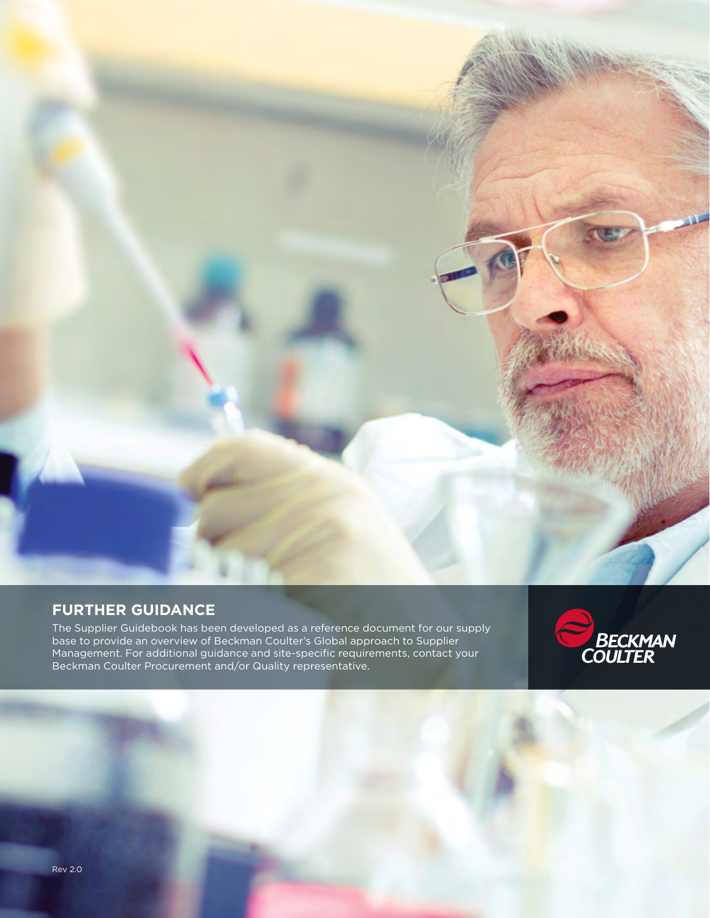## FURTHER GUIDANCE

The Supplier Guidebook has been developed as a reference document for our supply base to provide an overview of Beckman Coulter's Global approach to Supplier Management. For additional guidance and site-specific requirements, contact your Beckman Coulter Procurement and/or Quality representative.

BECKMAN COULTER

Rev 2.0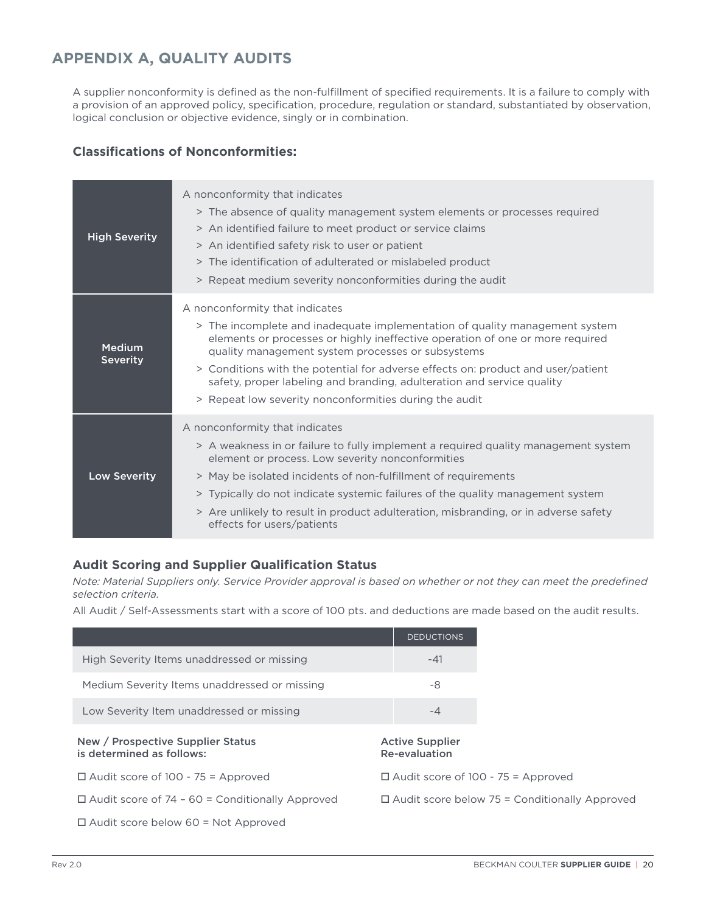# APPENDIX A, QUALITY AUDITS

A supplier nonconformity is defined as the non-fulfillment of specified requirements. It is a failure to comply with a provision of an approved policy, specification, procedure, regulation or standard, substantiated by observation, logical conclusion or objective evidence, singly or in combination.

### Classifications of Nonconformities:

| | |
|---|---|
| **High Severity** | A nonconformity that indicates<br>> The absence of quality management system elements or processes required<br>> An identified failure to meet product or service claims<br>> An identified safety risk to user or patient<br>> The identification of adulterated or mislabeled product<br>> Repeat medium severity nonconformities during the audit |
| **Medium Severity** | A nonconformity that indicates<br>> The incomplete and inadequate implementation of quality management system elements or processes or highly ineffective operation of one or more required quality management system processes or subsystems<br>> Conditions with the potential for adverse effects on: product and user/patient safety, proper labeling and branding, adulteration and service quality<br>> Repeat low severity nonconformities during the audit |
| **Low Severity** | A nonconformity that indicates<br>> A weakness in or failure to fully implement a required quality management system element or process. Low severity nonconformities<br>> May be isolated incidents of non-fulfillment of requirements<br>> Typically do not indicate systemic failures of the quality management system<br>> Are unlikely to result in product adulteration, misbranding, or in adverse safety effects for users/patients |

### Audit Scoring and Supplier Qualification Status

*Note: Material Suppliers only. Service Provider approval is based on whether or not they can meet the predefined selection criteria.*

All Audit / Self-Assessments start with a score of 100 pts. and deductions are made based on the audit results.

| | DEDUCTIONS |
|---|---|
| High Severity Items unaddressed or missing | -41 |
| Medium Severity Items unaddressed or missing | -8 |
| Low Severity Item unaddressed or missing | -4 |

**New / Prospective Supplier Status is determined as follows:**

- ☐ Audit score of 100 - 75 = Approved
- ☐ Audit score of 74 – 60 = Conditionally Approved
- ☐ Audit score below 60 = Not Approved

**Active Supplier Re-evaluation**

- ☐ Audit score of 100 - 75 = Approved
- ☐ Audit score below 75 = Conditionally Approved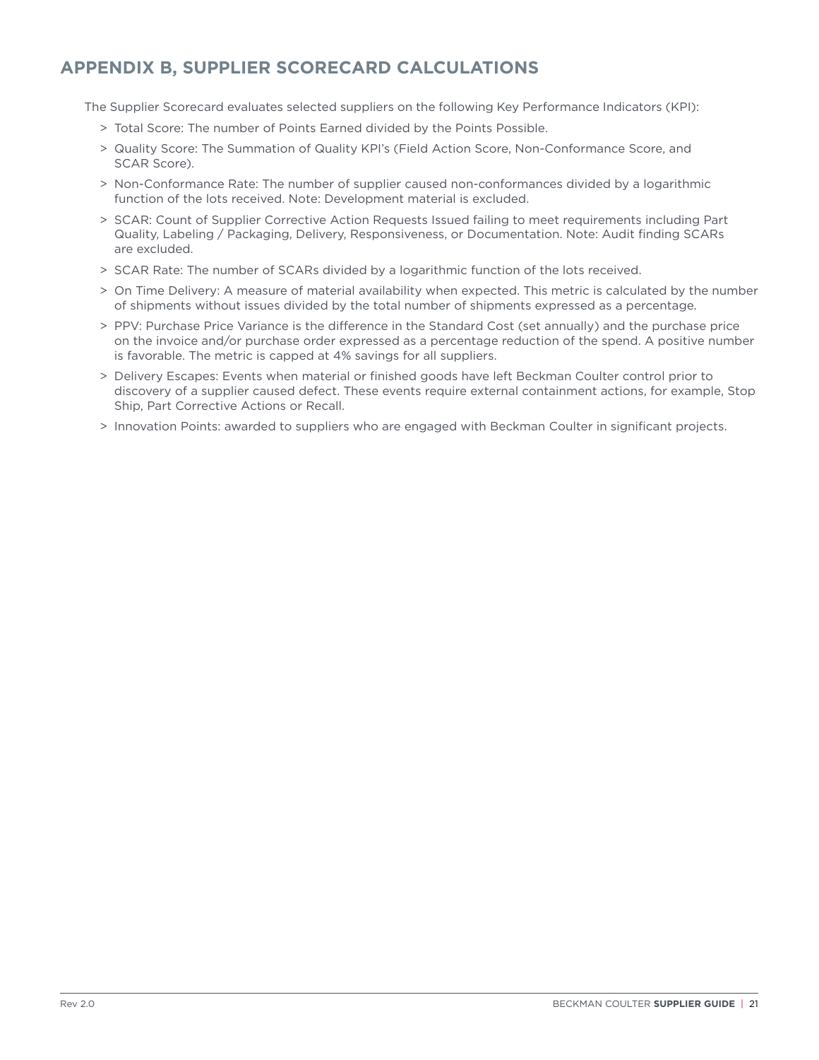## APPENDIX B, SUPPLIER SCORECARD CALCULATIONS

The Supplier Scorecard evaluates selected suppliers on the following Key Performance Indicators (KPI):

- Total Score: The number of Points Earned divided by the Points Possible.
- Quality Score: The Summation of Quality KPI's (Field Action Score, Non-Conformance Score, and SCAR Score).
- Non-Conformance Rate: The number of supplier caused non-conformances divided by a logarithmic function of the lots received. Note: Development material is excluded.
- SCAR: Count of Supplier Corrective Action Requests Issued failing to meet requirements including Part Quality, Labeling / Packaging, Delivery, Responsiveness, or Documentation. Note: Audit finding SCARs are excluded.
- SCAR Rate: The number of SCARs divided by a logarithmic function of the lots received.
- On Time Delivery: A measure of material availability when expected. This metric is calculated by the number of shipments without issues divided by the total number of shipments expressed as a percentage.
- PPV: Purchase Price Variance is the difference in the Standard Cost (set annually) and the purchase price on the invoice and/or purchase order expressed as a percentage reduction of the spend. A positive number is favorable. The metric is capped at 4% savings for all suppliers.
- Delivery Escapes: Events when material or finished goods have left Beckman Coulter control prior to discovery of a supplier caused defect. These events require external containment actions, for example, Stop Ship, Part Corrective Actions or Recall.
- Innovation Points: awarded to suppliers who are engaged with Beckman Coulter in significant projects.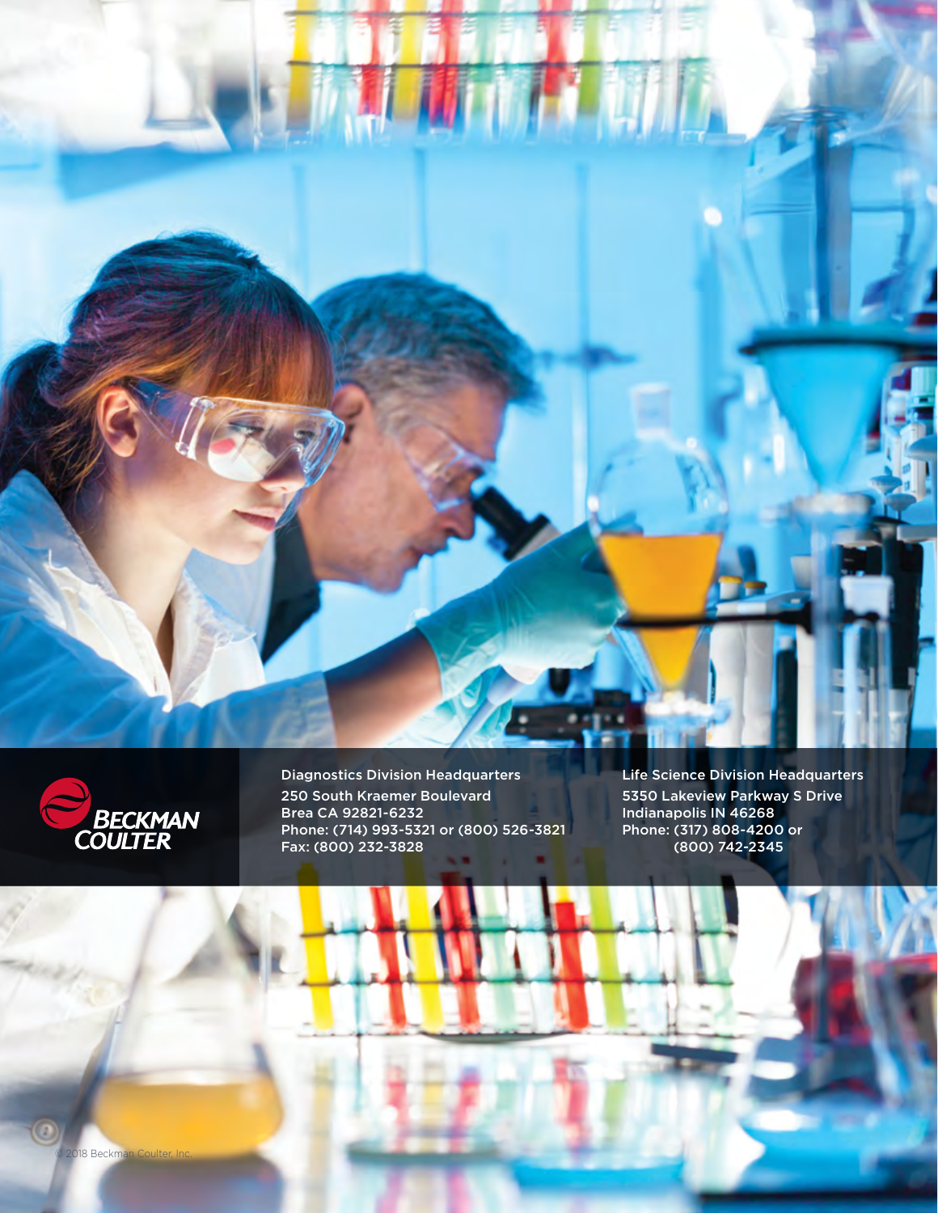BECKMAN COULTER

Diagnostics Division Headquarters
250 South Kraemer Boulevard
Brea CA 92821-6232
Phone: (714) 993-5321 or (800) 526-3821
Fax: (800) 232-3828

Life Science Division Headquarters
5350 Lakeview Parkway S Drive
Indianapolis IN 46268
Phone: (317) 808-4200 or
(800) 742-2345

© 2018 Beckman Coulter, Inc.